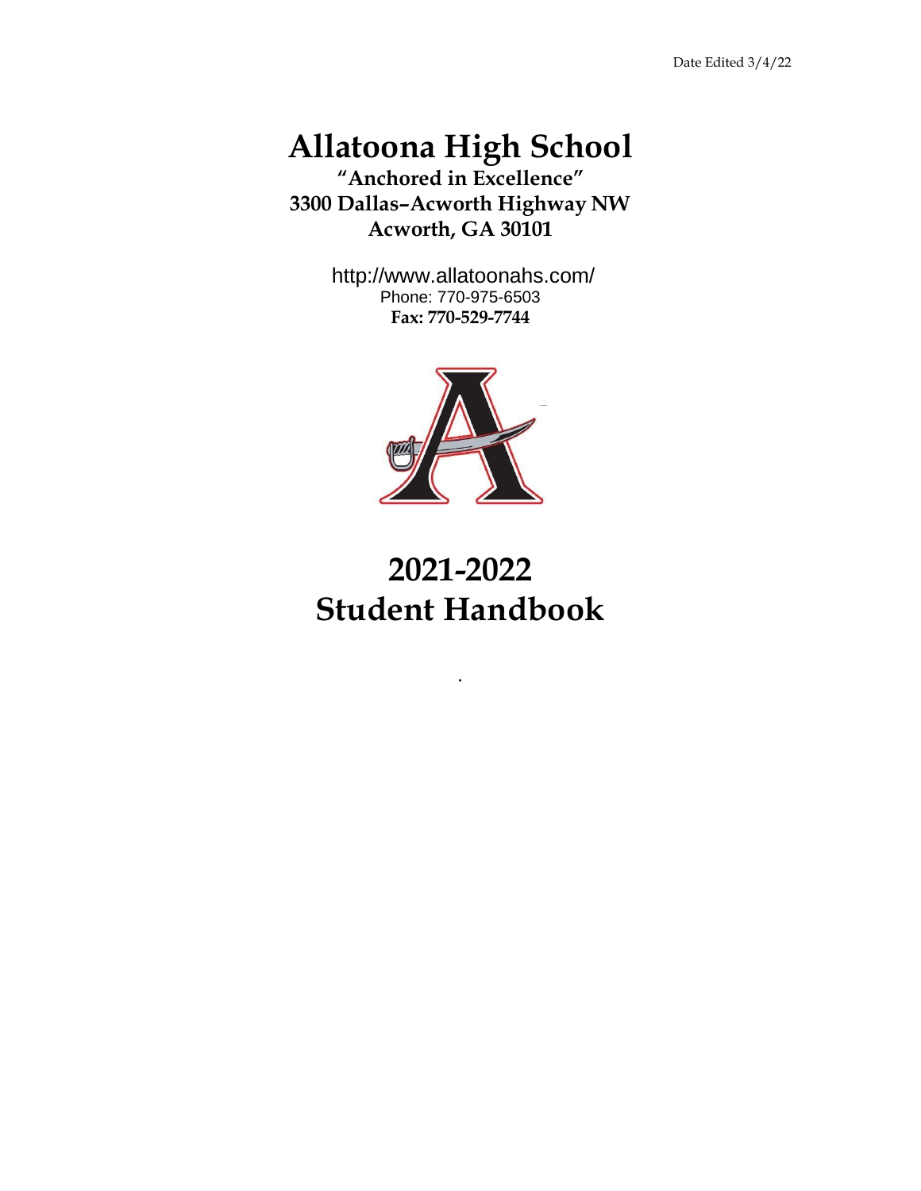Date Edited 3/4/22

# Allatoona High School

**"Anchored in Excellence"**
**3300 Dallas–Acworth Highway NW**
**Acworth, GA 30101**

http://www.allatoonahs.com/
Phone: 770-975-6503
**Fax: 770-529-7744**

# 2021-2022
# Student Handbook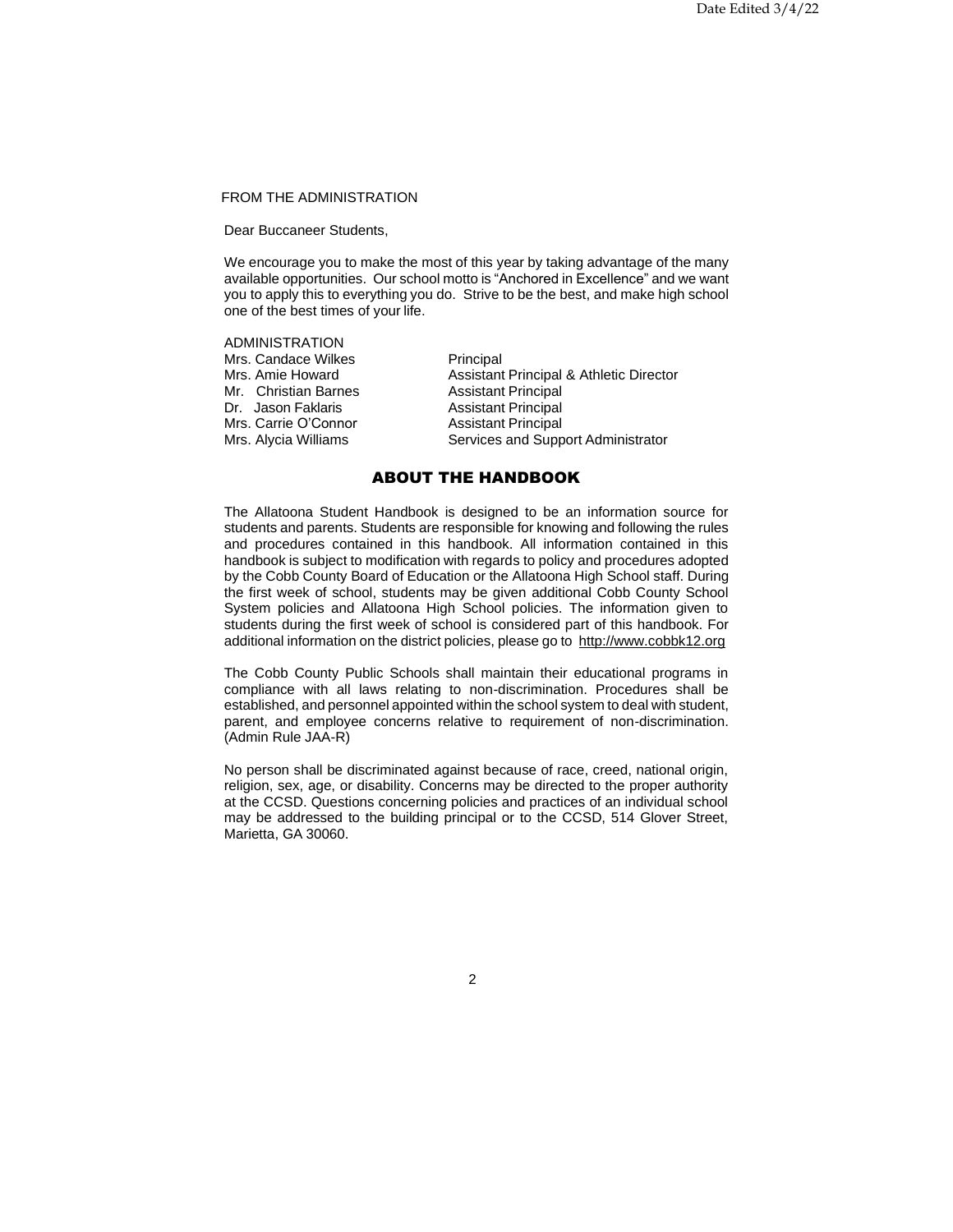FROM THE ADMINISTRATION

Dear Buccaneer Students,

We encourage you to make the most of this year by taking advantage of the many available opportunities. Our school motto is "Anchored in Excellence" and we want you to apply this to everything you do. Strive to be the best, and make high school one of the best times of your life.

ADMINISTRATION

| | |
|---|---|
| Mrs. Candace Wilkes | Principal |
| Mrs. Amie Howard | Assistant Principal & Athletic Director |
| Mr. Christian Barnes | Assistant Principal |
| Dr. Jason Faklaris | Assistant Principal |
| Mrs. Carrie O'Connor | Assistant Principal |
| Mrs. Alycia Williams | Services and Support Administrator |

## ABOUT THE HANDBOOK

The Allatoona Student Handbook is designed to be an information source for students and parents. Students are responsible for knowing and following the rules and procedures contained in this handbook. All information contained in this handbook is subject to modification with regards to policy and procedures adopted by the Cobb County Board of Education or the Allatoona High School staff. During the first week of school, students may be given additional Cobb County School System policies and Allatoona High School policies. The information given to students during the first week of school is considered part of this handbook. For additional information on the district policies, please go to http://www.cobbk12.org

The Cobb County Public Schools shall maintain their educational programs in compliance with all laws relating to non-discrimination. Procedures shall be established, and personnel appointed within the school system to deal with student, parent, and employee concerns relative to requirement of non-discrimination. (Admin Rule JAA-R)

No person shall be discriminated against because of race, creed, national origin, religion, sex, age, or disability. Concerns may be directed to the proper authority at the CCSD. Questions concerning policies and practices of an individual school may be addressed to the building principal or to the CCSD, 514 Glover Street, Marietta, GA 30060.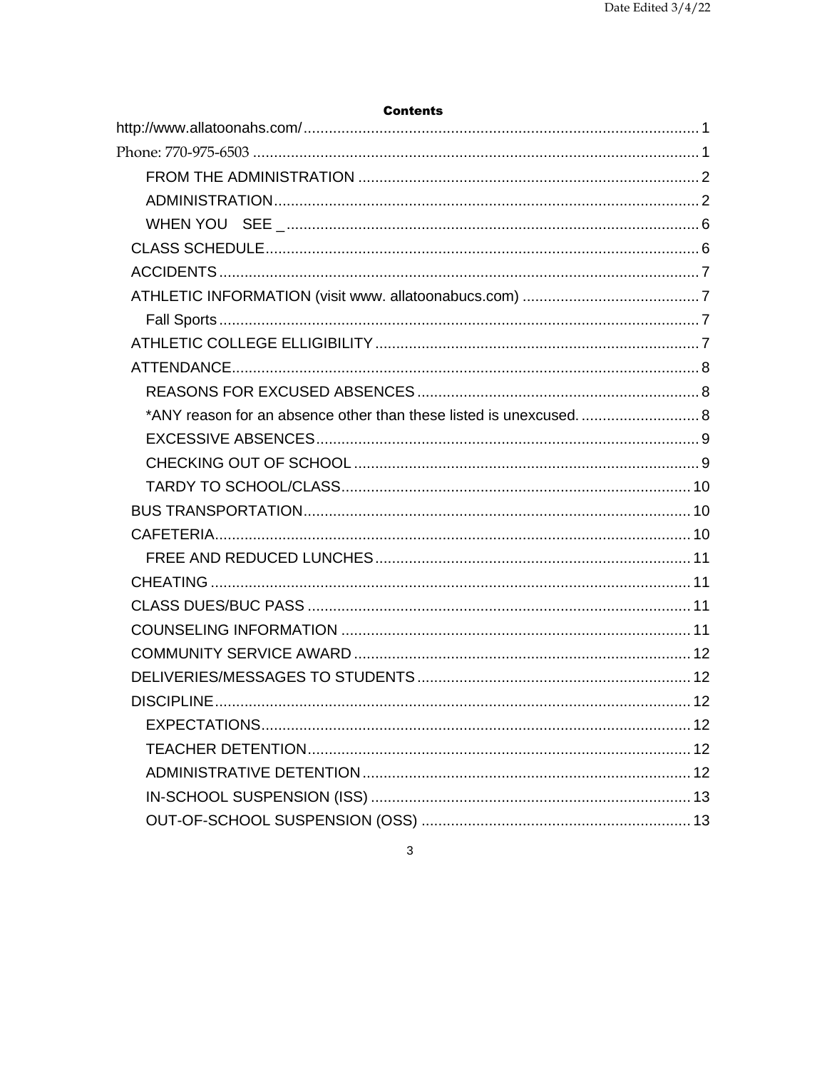**Contents**

http://www.allatoonahs.com/ ............................................................................................ 1
Phone: 770-975-6503 ......................................................................................................... 1
- FROM THE ADMINISTRATION ................................................................................ 2
- ADMINISTRATION.................................................................................................... 2
- WHEN YOU SEE _ ................................................................................................. 6

CLASS SCHEDULE...................................................................................................... 6
ACCIDENTS ................................................................................................................. 7
ATHLETIC INFORMATION (visit www. allatoonabucs.com) .......................................... 7
- Fall Sports ................................................................................................................ 7

ATHLETIC COLLEGE ELLIGIBILITY ............................................................................ 7
ATTENDANCE.............................................................................................................. 8
- REASONS FOR EXCUSED ABSENCES .................................................................. 8
- *ANY reason for an absence other than these listed is unexcused. ............................ 8
- EXCESSIVE ABSENCES.......................................................................................... 9
- CHECKING OUT OF SCHOOL ................................................................................. 9
- TARDY TO SCHOOL/CLASS.................................................................................. 10

BUS TRANSPORTATION........................................................................................... 10
CAFETERIA................................................................................................................ 10
- FREE AND REDUCED LUNCHES .......................................................................... 11

CHEATING ................................................................................................................. 11
CLASS DUES/BUC PASS .......................................................................................... 11
COUNSELING INFORMATION .................................................................................. 11
COMMUNITY SERVICE AWARD ............................................................................... 12
DELIVERIES/MESSAGES TO STUDENTS ................................................................ 12
DISCIPLINE................................................................................................................ 12
- EXPECTATIONS..................................................................................................... 12
- TEACHER DETENTION.......................................................................................... 12
- ADMINISTRATIVE DETENTION ............................................................................. 12
- IN-SCHOOL SUSPENSION (ISS) ........................................................................... 13
- OUT-OF-SCHOOL SUSPENSION (OSS) ............................................................... 13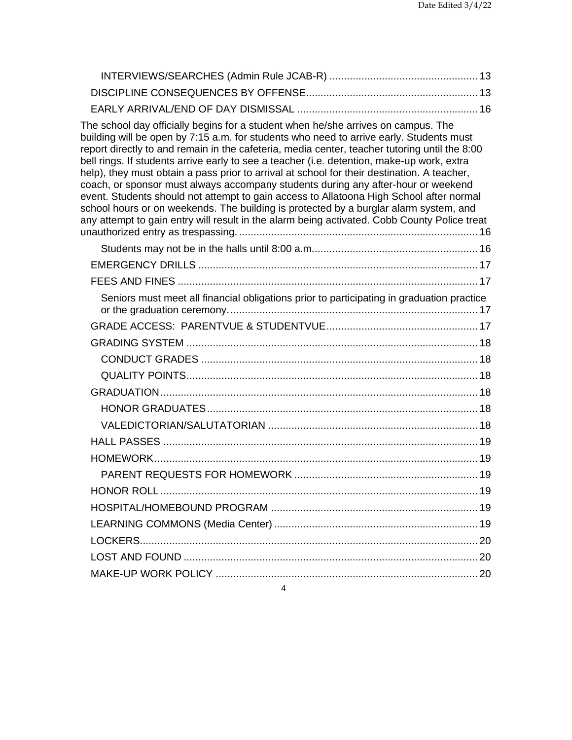INTERVIEWS/SEARCHES (Admin Rule JCAB-R) .................................................. 13

DISCIPLINE CONSEQUENCES BY OFFENSE.......................................................... 13

EARLY ARRIVAL/END OF DAY DISMISSAL ............................................................ 16

The school day officially begins for a student when he/she arrives on campus. The building will be open by 7:15 a.m. for students who need to arrive early. Students must report directly to and remain in the cafeteria, media center, teacher tutoring until the 8:00 bell rings. If students arrive early to see a teacher (i.e. detention, make-up work, extra help), they must obtain a pass prior to arrival at school for their destination. A teacher, coach, or sponsor must always accompany students during any after-hour or weekend event. Students should not attempt to gain access to Allatoona High School after normal school hours or on weekends. The building is protected by a burglar alarm system, and any attempt to gain entry will result in the alarm being activated. Cobb County Police treat unauthorized entry as trespassing. ................................................................................ 16

Students may not be in the halls until 8:00 a.m........................................................ 16

EMERGENCY DRILLS ............................................................................................... 17

FEES AND FINES ...................................................................................................... 17

Seniors must meet all financial obligations prior to participating in graduation practice or the graduation ceremony. ................................................................................... 17

GRADE ACCESS: PARENTVUE & STUDENTVUE.................................................... 17

GRADING SYSTEM ................................................................................................... 18

CONDUCT GRADES .............................................................................................. 18

QUALITY POINTS................................................................................................... 18

GRADUATION........................................................................................................... 18

HONOR GRADUATES............................................................................................ 18

VALEDICTORIAN/SALUTATORIAN ....................................................................... 18

HALL PASSES ........................................................................................................... 19

HOMEWORK.............................................................................................................. 19

PARENT REQUESTS FOR HOMEWORK .............................................................. 19

HONOR ROLL............................................................................................................ 19

HOSPITAL/HOMEBOUND PROGRAM ...................................................................... 19

LEARNING COMMONS (Media Center) ..................................................................... 19

LOCKERS.................................................................................................................. 20

LOST AND FOUND .................................................................................................... 20

MAKE-UP WORK POLICY ......................................................................................... 20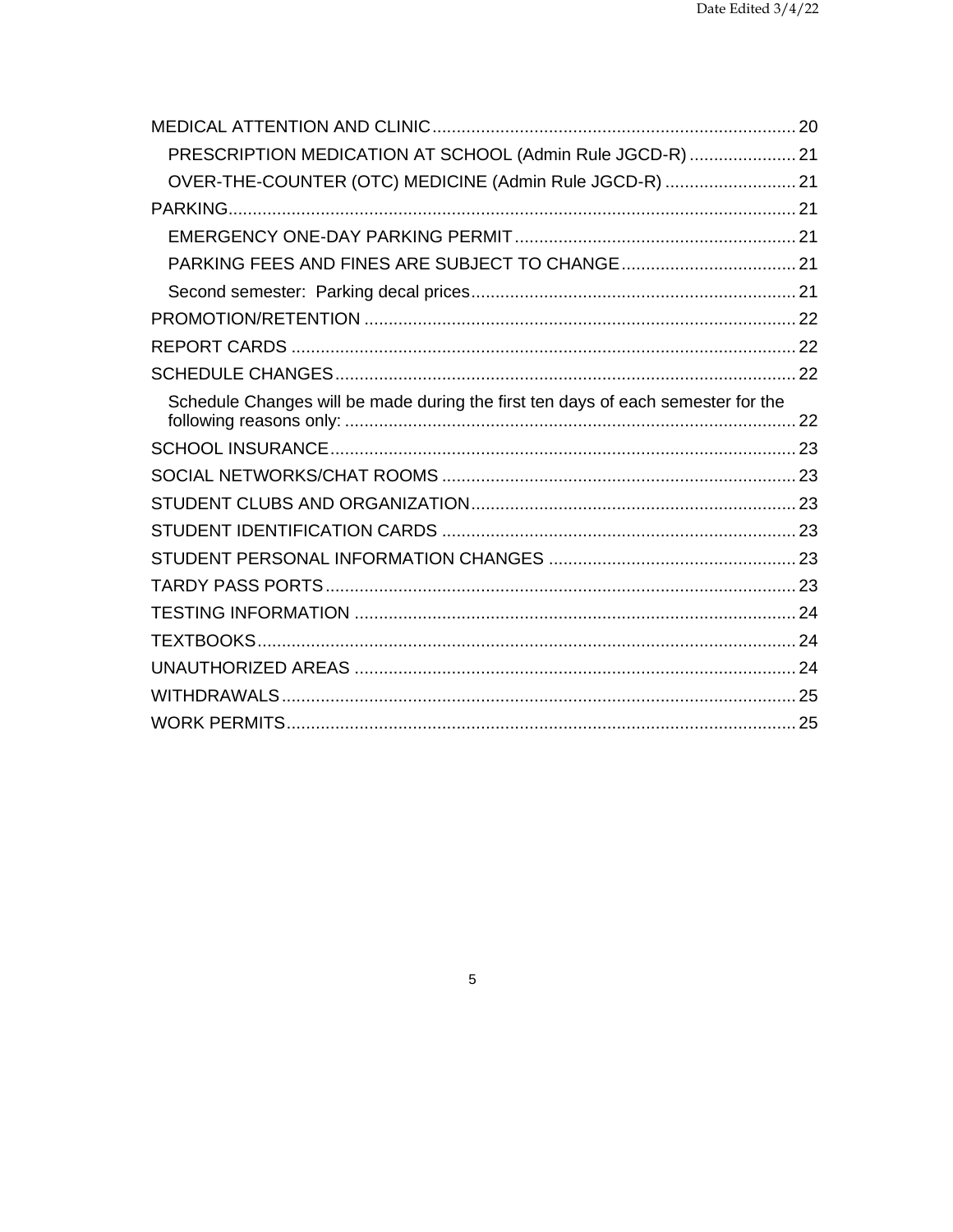MEDICAL ATTENTION AND CLINIC .......... 20
- PRESCRIPTION MEDICATION AT SCHOOL (Admin Rule JGCD-R) .......... 21
- OVER-THE-COUNTER (OTC) MEDICINE (Admin Rule JGCD-R) .......... 21

PARKING .......... 21
- EMERGENCY ONE-DAY PARKING PERMIT .......... 21
- PARKING FEES AND FINES ARE SUBJECT TO CHANGE .......... 21
- Second semester: Parking decal prices .......... 21

PROMOTION/RETENTION .......... 22

REPORT CARDS .......... 22

SCHEDULE CHANGES .......... 22
- Schedule Changes will be made during the first ten days of each semester for the following reasons only: .......... 22

SCHOOL INSURANCE .......... 23

SOCIAL NETWORKS/CHAT ROOMS .......... 23

STUDENT CLUBS AND ORGANIZATION .......... 23

STUDENT IDENTIFICATION CARDS .......... 23

STUDENT PERSONAL INFORMATION CHANGES .......... 23

TARDY PASS PORTS .......... 23

TESTING INFORMATION .......... 24

TEXTBOOKS .......... 24

UNAUTHORIZED AREAS .......... 24

WITHDRAWALS .......... 25

WORK PERMITS .......... 25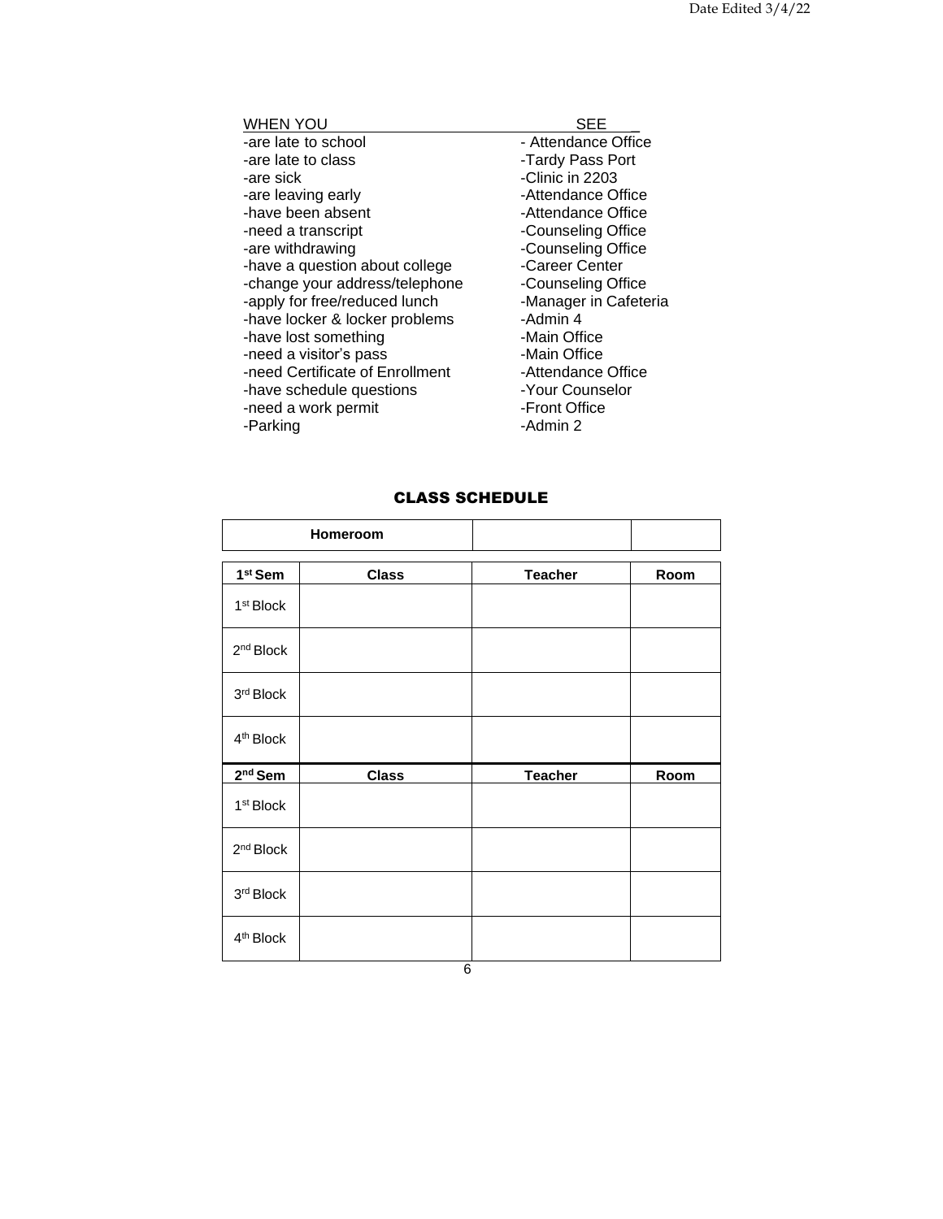| WHEN YOU | SEE |
|---|---|
| -are late to school | - Attendance Office |
| -are late to class | -Tardy Pass Port |
| -are sick | -Clinic in 2203 |
| -are leaving early | -Attendance Office |
| -have been absent | -Attendance Office |
| -need a transcript | -Counseling Office |
| -are withdrawing | -Counseling Office |
| -have a question about college | -Career Center |
| -change your address/telephone | -Counseling Office |
| -apply for free/reduced lunch | -Manager in Cafeteria |
| -have locker & locker problems | -Admin 4 |
| -have lost something | -Main Office |
| -need a visitor's pass | -Main Office |
| -need Certificate of Enrollment | -Attendance Office |
| -have schedule questions | -Your Counselor |
| -need a work permit | -Front Office |
| -Parking | -Admin 2 |

## CLASS SCHEDULE

| Homeroom | | |
|---|---|---|
| | | |

| 1st Sem | Class | Teacher | Room |
|---|---|---|---|
| 1st Block | | | |
| 2nd Block | | | |
| 3rd Block | | | |
| 4th Block | | | |
| **2nd Sem** | **Class** | **Teacher** | **Room** |
| 1st Block | | | |
| 2nd Block | | | |
| 3rd Block | | | |
| 4th Block | | | |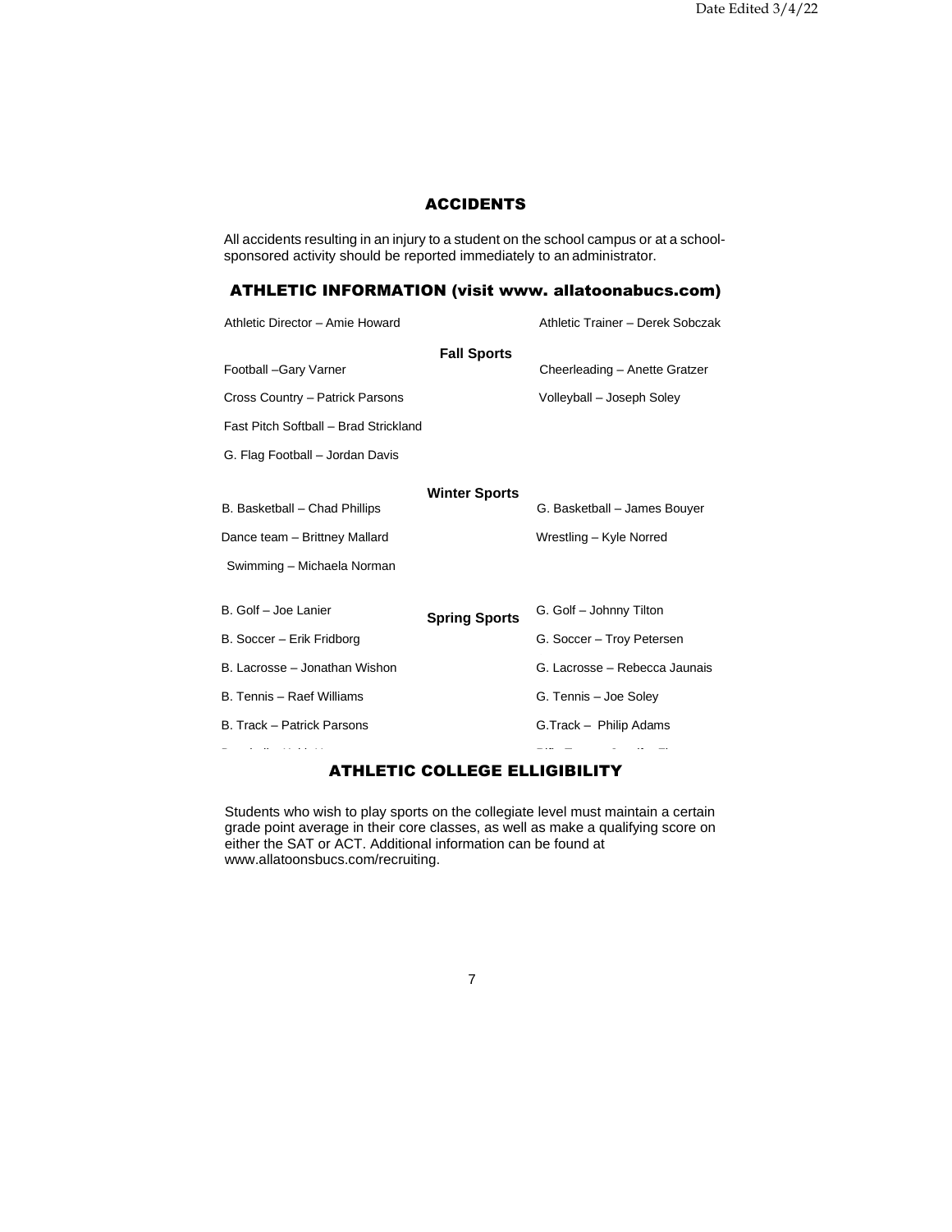## ACCIDENTS

All accidents resulting in an injury to a student on the school campus or at a school-sponsored activity should be reported immediately to an administrator.

## ATHLETIC INFORMATION (visit www. allatoonabucs.com)

Athletic Director – Amie Howard

Athletic Trainer – Derek Sobczak

**Fall Sports**

Football –Gary Varner

Cheerleading – Anette Gratzer

Cross Country – Patrick Parsons

Volleyball – Joseph Soley

Fast Pitch Softball – Brad Strickland

G. Flag Football – Jordan Davis

**Winter Sports**

B. Basketball – Chad Phillips

G. Basketball – James Bouyer

Dance team – Brittney Mallard

Wrestling – Kyle Norred

Swimming – Michaela Norman

**Spring Sports**

B. Golf – Joe Lanier

G. Golf – Johnny Tilton

B. Soccer – Erik Fridborg

G. Soccer – Troy Petersen

B. Lacrosse – Jonathan Wishon

G. Lacrosse – Rebecca Jaunais

B. Tennis – Raef Williams

G. Tennis – Joe Soley

B. Track – Patrick Parsons

G.Track – Philip Adams

## ATHLETIC COLLEGE ELLIGIBILITY

Students who wish to play sports on the collegiate level must maintain a certain grade point average in their core classes, as well as make a qualifying score on either the SAT or ACT. Additional information can be found at www.allatoonsbucs.com/recruiting.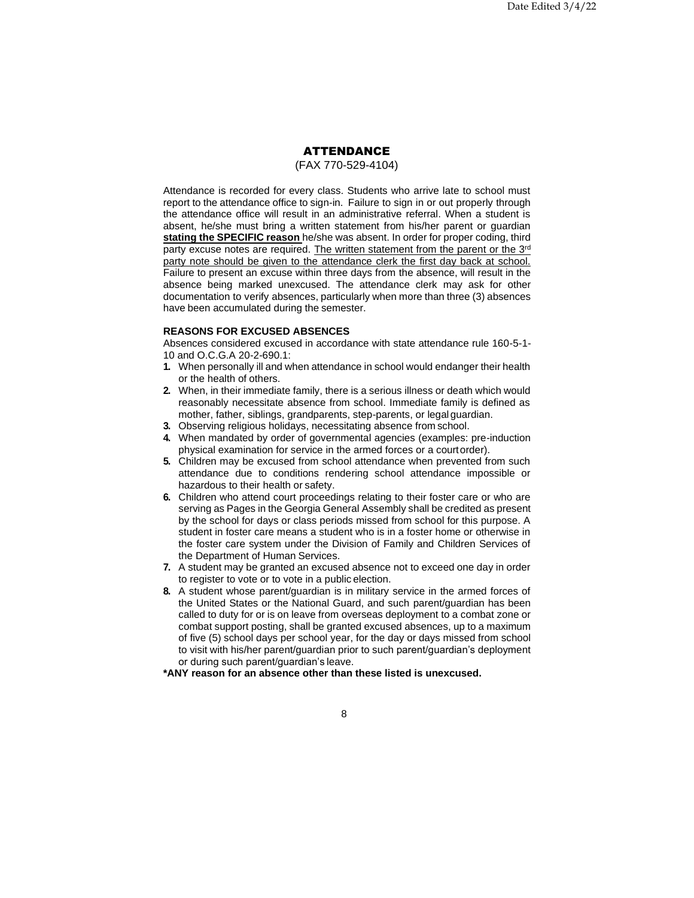# ATTENDANCE

(FAX 770-529-4104)

Attendance is recorded for every class. Students who arrive late to school must report to the attendance office to sign-in. Failure to sign in or out properly through the attendance office will result in an administrative referral. When a student is absent, he/she must bring a written statement from his/her parent or guardian **stating the SPECIFIC reason** he/she was absent. In order for proper coding, third party excuse notes are required. The written statement from the parent or the 3rd party note should be given to the attendance clerk the first day back at school. Failure to present an excuse within three days from the absence, will result in the absence being marked unexcused. The attendance clerk may ask for other documentation to verify absences, particularly when more than three (3) absences have been accumulated during the semester.

**REASONS FOR EXCUSED ABSENCES**

Absences considered excused in accordance with state attendance rule 160-5-1-10 and O.C.G.A 20-2-690.1:

1. When personally ill and when attendance in school would endanger their health or the health of others.
2. When, in their immediate family, there is a serious illness or death which would reasonably necessitate absence from school. Immediate family is defined as mother, father, siblings, grandparents, step-parents, or legal guardian.
3. Observing religious holidays, necessitating absence from school.
4. When mandated by order of governmental agencies (examples: pre-induction physical examination for service in the armed forces or a court order).
5. Children may be excused from school attendance when prevented from such attendance due to conditions rendering school attendance impossible or hazardous to their health or safety.
6. Children who attend court proceedings relating to their foster care or who are serving as Pages in the Georgia General Assembly shall be credited as present by the school for days or class periods missed from school for this purpose. A student in foster care means a student who is in a foster home or otherwise in the foster care system under the Division of Family and Children Services of the Department of Human Services.
7. A student may be granted an excused absence not to exceed one day in order to register to vote or to vote in a public election.
8. A student whose parent/guardian is in military service in the armed forces of the United States or the National Guard, and such parent/guardian has been called to duty for or is on leave from overseas deployment to a combat zone or combat support posting, shall be granted excused absences, up to a maximum of five (5) school days per school year, for the day or days missed from school to visit with his/her parent/guardian prior to such parent/guardian's deployment or during such parent/guardian's leave.

**\*ANY reason for an absence other than these listed is unexcused.**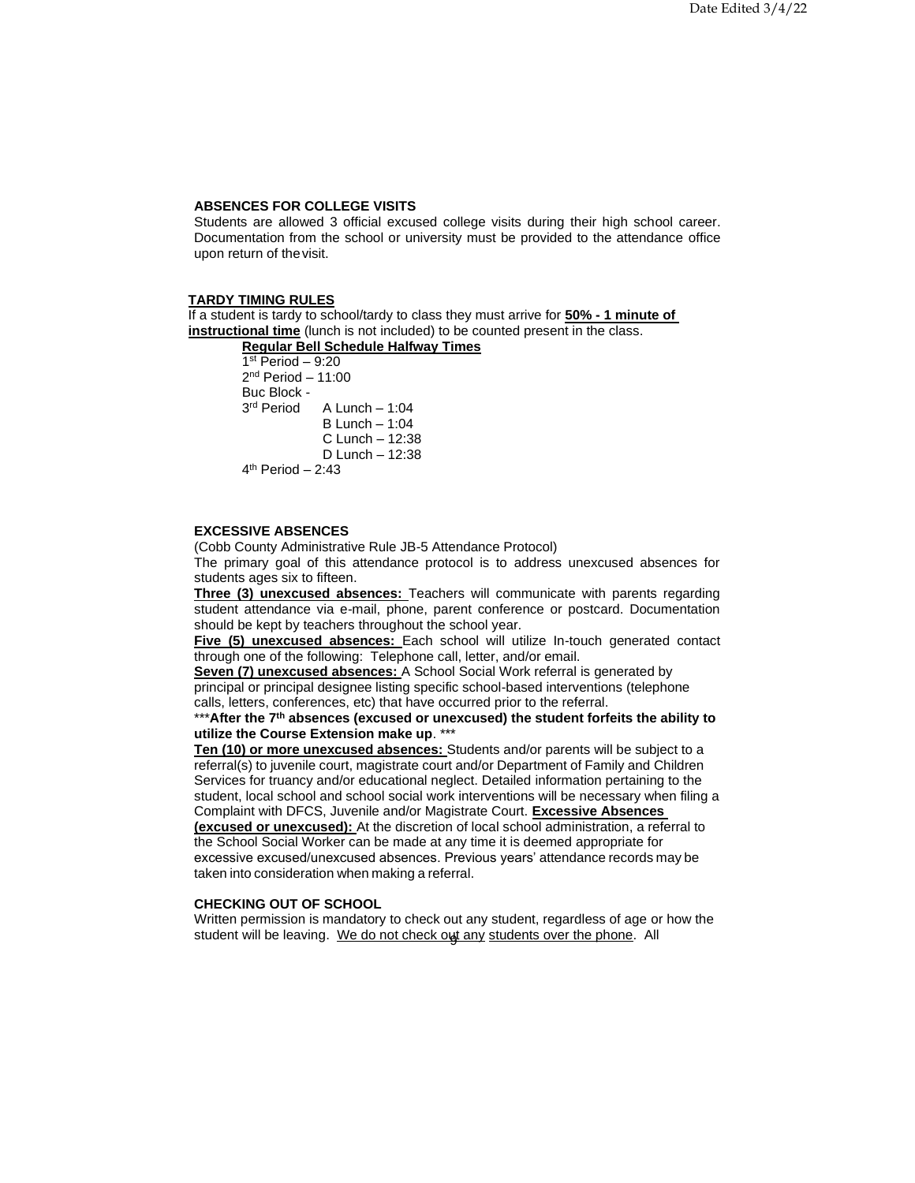### ABSENCES FOR COLLEGE VISITS

Students are allowed 3 official excused college visits during their high school career. Documentation from the school or university must be provided to the attendance office upon return of the visit.

### TARDY TIMING RULES

If a student is tardy to school/tardy to class they must arrive for **50% - 1 minute of instructional time** (lunch is not included) to be counted present in the class.

**Regular Bell Schedule Halfway Times**

1st Period – 9:20
2nd Period – 11:00
Buc Block -
3rd Period  A Lunch – 1:04
  B Lunch – 1:04
  C Lunch – 12:38
  D Lunch – 12:38
4th Period – 2:43

### EXCESSIVE ABSENCES

(Cobb County Administrative Rule JB-5 Attendance Protocol)

The primary goal of this attendance protocol is to address unexcused absences for students ages six to fifteen.

**Three (3) unexcused absences:** Teachers will communicate with parents regarding student attendance via e-mail, phone, parent conference or postcard. Documentation should be kept by teachers throughout the school year.

**Five (5) unexcused absences:** Each school will utilize In-touch generated contact through one of the following: Telephone call, letter, and/or email.

**Seven (7) unexcused absences:** A School Social Work referral is generated by principal or principal designee listing specific school-based interventions (telephone calls, letters, conferences, etc) that have occurred prior to the referral.

***After the 7th absences (excused or unexcused) the student forfeits the ability to utilize the Course Extension make up. ***

**Ten (10) or more unexcused absences:** Students and/or parents will be subject to a referral(s) to juvenile court, magistrate court and/or Department of Family and Children Services for truancy and/or educational neglect. Detailed information pertaining to the student, local school and school social work interventions will be necessary when filing a Complaint with DFCS, Juvenile and/or Magistrate Court. **Excessive Absences (excused or unexcused):** At the discretion of local school administration, a referral to the School Social Worker can be made at any time it is deemed appropriate for excessive excused/unexcused absences. Previous years' attendance records may be taken into consideration when making a referral.

### CHECKING OUT OF SCHOOL

Written permission is mandatory to check out any student, regardless of age or how the student will be leaving. We do not check out any students over the phone. All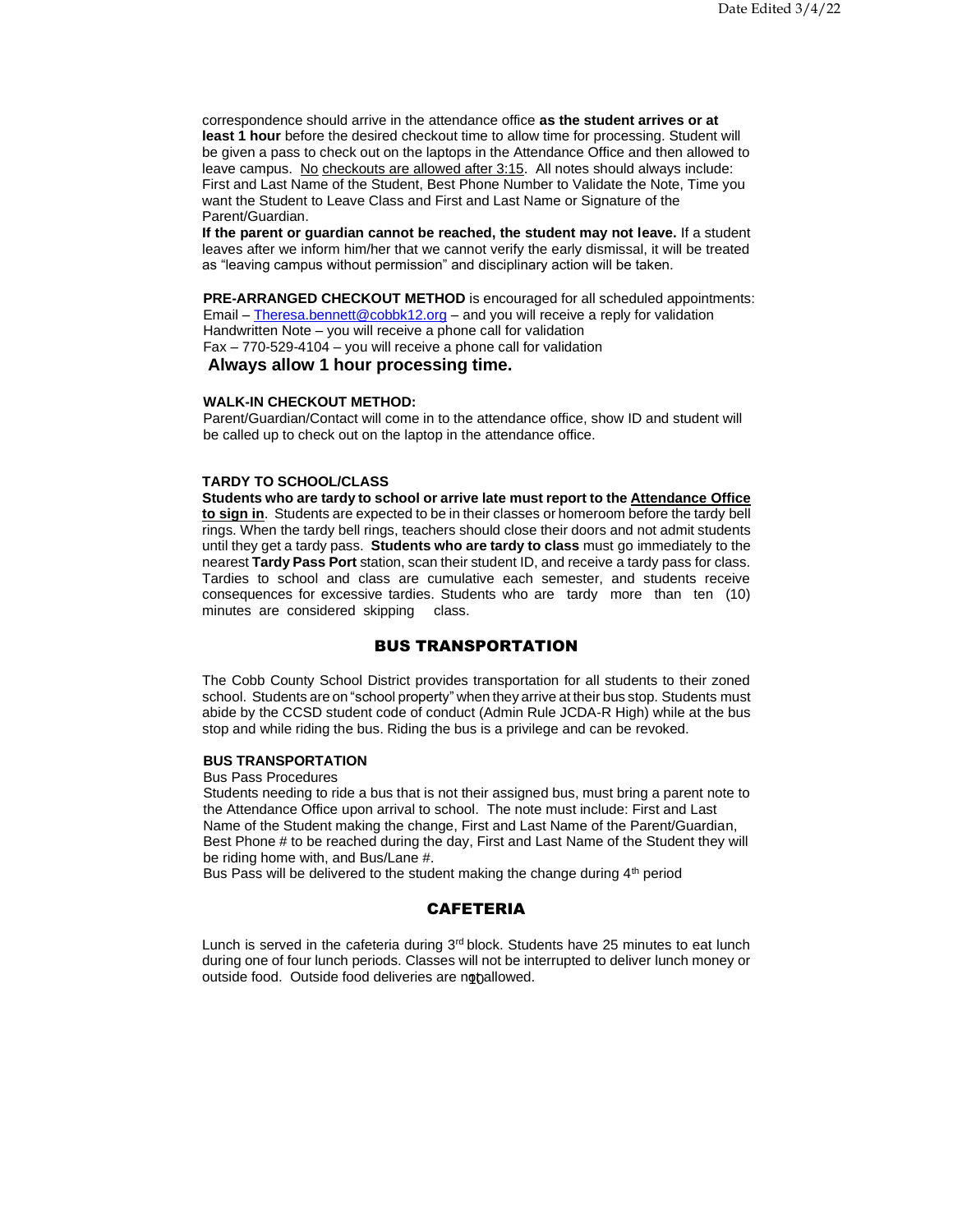correspondence should arrive in the attendance office **as the student arrives or at least 1 hour** before the desired checkout time to allow time for processing. Student will be given a pass to check out on the laptops in the Attendance Office and then allowed to leave campus. No checkouts are allowed after 3:15. All notes should always include: First and Last Name of the Student, Best Phone Number to Validate the Note, Time you want the Student to Leave Class and First and Last Name or Signature of the Parent/Guardian.

**If the parent or guardian cannot be reached, the student may not leave.** If a student leaves after we inform him/her that we cannot verify the early dismissal, it will be treated as "leaving campus without permission" and disciplinary action will be taken.

**PRE-ARRANGED CHECKOUT METHOD** is encouraged for all scheduled appointments:
Email – Theresa.bennett@cobbk12.org – and you will receive a reply for validation
Handwritten Note – you will receive a phone call for validation
Fax – 770-529-4104 – you will receive a phone call for validation

**Always allow 1 hour processing time.**

**WALK-IN CHECKOUT METHOD:**
Parent/Guardian/Contact will come in to the attendance office, show ID and student will be called up to check out on the laptop in the attendance office.

**TARDY TO SCHOOL/CLASS**

**Students who are tardy to school or arrive late must report to the Attendance Office to sign in**. Students are expected to be in their classes or homeroom before the tardy bell rings. When the tardy bell rings, teachers should close their doors and not admit students until they get a tardy pass. **Students who are tardy to class** must go immediately to the nearest **Tardy Pass Port** station, scan their student ID, and receive a tardy pass for class. Tardies to school and class are cumulative each semester, and students receive consequences for excessive tardies. Students who are tardy more than ten (10) minutes are considered skipping class.

## BUS TRANSPORTATION

The Cobb County School District provides transportation for all students to their zoned school. Students are on "school property" when they arrive at their bus stop. Students must abide by the CCSD student code of conduct (Admin Rule JCDA-R High) while at the bus stop and while riding the bus. Riding the bus is a privilege and can be revoked.

**BUS TRANSPORTATION**

Bus Pass Procedures

Students needing to ride a bus that is not their assigned bus, must bring a parent note to the Attendance Office upon arrival to school. The note must include: First and Last Name of the Student making the change, First and Last Name of the Parent/Guardian, Best Phone # to be reached during the day, First and Last Name of the Student they will be riding home with, and Bus/Lane #.

Bus Pass will be delivered to the student making the change during 4th period

## CAFETERIA

Lunch is served in the cafeteria during 3rd block. Students have 25 minutes to eat lunch during one of four lunch periods. Classes will not be interrupted to deliver lunch money or outside food. Outside food deliveries are not allowed.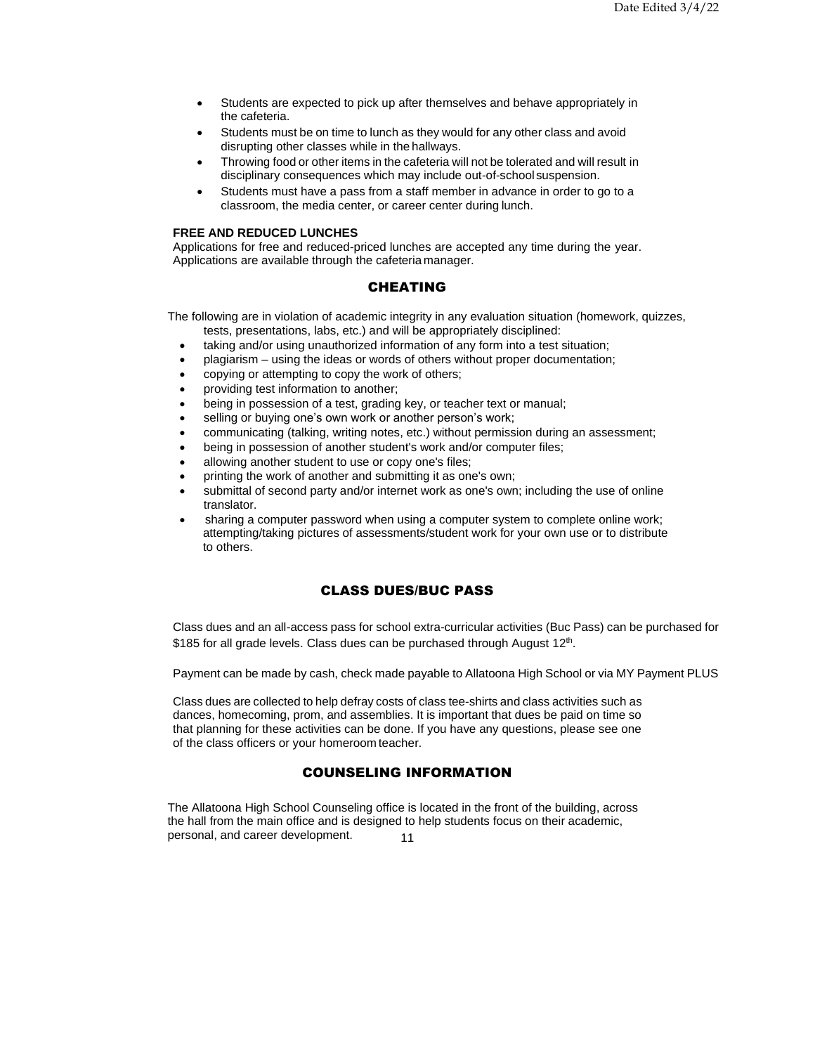- Students are expected to pick up after themselves and behave appropriately in the cafeteria.
- Students must be on time to lunch as they would for any other class and avoid disrupting other classes while in the hallways.
- Throwing food or other items in the cafeteria will not be tolerated and will result in disciplinary consequences which may include out-of-school suspension.
- Students must have a pass from a staff member in advance in order to go to a classroom, the media center, or career center during lunch.

**FREE AND REDUCED LUNCHES**

Applications for free and reduced-priced lunches are accepted any time during the year. Applications are available through the cafeteria manager.

## CHEATING

The following are in violation of academic integrity in any evaluation situation (homework, quizzes, tests, presentations, labs, etc.) and will be appropriately disciplined:

- taking and/or using unauthorized information of any form into a test situation;
- plagiarism – using the ideas or words of others without proper documentation;
- copying or attempting to copy the work of others;
- providing test information to another;
- being in possession of a test, grading key, or teacher text or manual;
- selling or buying one's own work or another person's work;
- communicating (talking, writing notes, etc.) without permission during an assessment;
- being in possession of another student's work and/or computer files;
- allowing another student to use or copy one's files;
- printing the work of another and submitting it as one's own;
- submittal of second party and/or internet work as one's own; including the use of online translator.
- sharing a computer password when using a computer system to complete online work; attempting/taking pictures of assessments/student work for your own use or to distribute to others.

## CLASS DUES/BUC PASS

Class dues and an all-access pass for school extra-curricular activities (Buc Pass) can be purchased for $185 for all grade levels. Class dues can be purchased through August 12th.

Payment can be made by cash, check made payable to Allatoona High School or via MY Payment PLUS

Class dues are collected to help defray costs of class tee-shirts and class activities such as dances, homecoming, prom, and assemblies. It is important that dues be paid on time so that planning for these activities can be done. If you have any questions, please see one of the class officers or your homeroom teacher.

## COUNSELING INFORMATION

The Allatoona High School Counseling office is located in the front of the building, across the hall from the main office and is designed to help students focus on their academic, personal, and career development.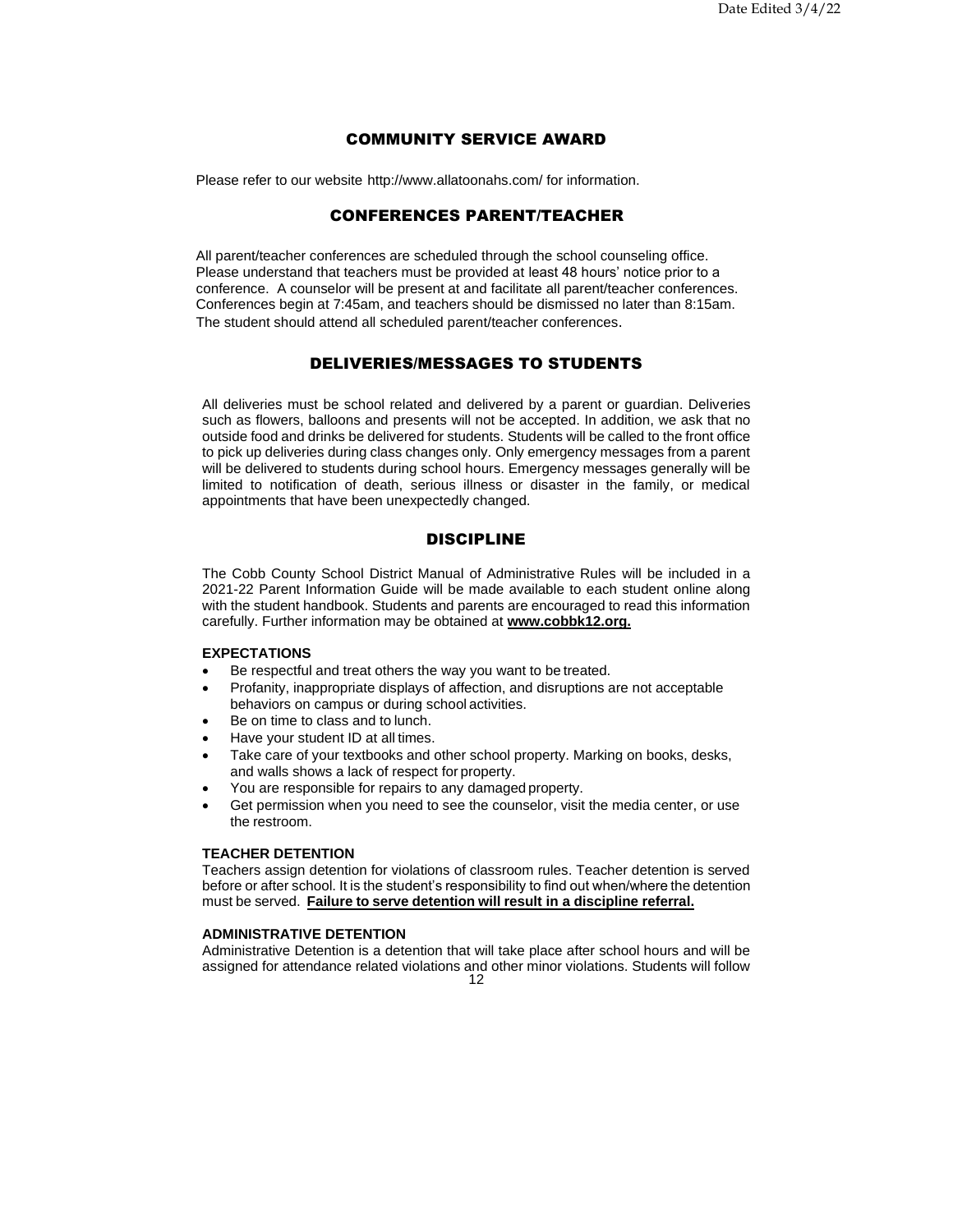## COMMUNITY SERVICE AWARD

Please refer to our website http://www.allatoonahs.com/ for information.

## CONFERENCES PARENT/TEACHER

All parent/teacher conferences are scheduled through the school counseling office. Please understand that teachers must be provided at least 48 hours' notice prior to a conference. A counselor will be present at and facilitate all parent/teacher conferences. Conferences begin at 7:45am, and teachers should be dismissed no later than 8:15am. The student should attend all scheduled parent/teacher conferences.

## DELIVERIES/MESSAGES TO STUDENTS

All deliveries must be school related and delivered by a parent or guardian. Deliveries such as flowers, balloons and presents will not be accepted. In addition, we ask that no outside food and drinks be delivered for students. Students will be called to the front office to pick up deliveries during class changes only. Only emergency messages from a parent will be delivered to students during school hours. Emergency messages generally will be limited to notification of death, serious illness or disaster in the family, or medical appointments that have been unexpectedly changed.

## DISCIPLINE

The Cobb County School District Manual of Administrative Rules will be included in a 2021-22 Parent Information Guide will be made available to each student online along with the student handbook. Students and parents are encouraged to read this information carefully. Further information may be obtained at **www.cobbk12.org.**

### EXPECTATIONS

- Be respectful and treat others the way you want to be treated.
- Profanity, inappropriate displays of affection, and disruptions are not acceptable behaviors on campus or during school activities.
- Be on time to class and to lunch.
- Have your student ID at all times.
- Take care of your textbooks and other school property. Marking on books, desks, and walls shows a lack of respect for property.
- You are responsible for repairs to any damaged property.
- Get permission when you need to see the counselor, visit the media center, or use the restroom.

### TEACHER DETENTION

Teachers assign detention for violations of classroom rules. Teacher detention is served before or after school. It is the student's responsibility to find out when/where the detention must be served. **Failure to serve detention will result in a discipline referral.**

### ADMINISTRATIVE DETENTION

Administrative Detention is a detention that will take place after school hours and will be assigned for attendance related violations and other minor violations. Students will follow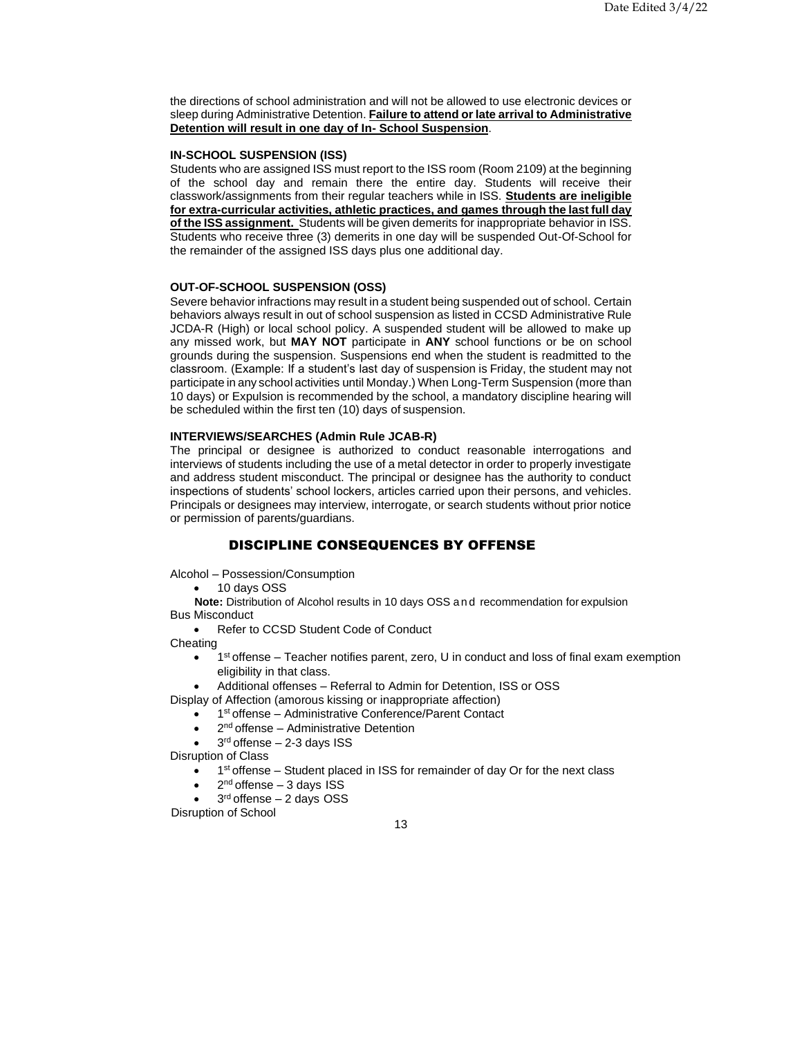the directions of school administration and will not be allowed to use electronic devices or sleep during Administrative Detention. **Failure to attend or late arrival to Administrative Detention will result in one day of In- School Suspension**.

**IN-SCHOOL SUSPENSION (ISS)**

Students who are assigned ISS must report to the ISS room (Room 2109) at the beginning of the school day and remain there the entire day. Students will receive their classwork/assignments from their regular teachers while in ISS. **Students are ineligible for extra-curricular activities, athletic practices, and games through the last full day of the ISS assignment.** Students will be given demerits for inappropriate behavior in ISS. Students who receive three (3) demerits in one day will be suspended Out-Of-School for the remainder of the assigned ISS days plus one additional day.

**OUT-OF-SCHOOL SUSPENSION (OSS)**

Severe behavior infractions may result in a student being suspended out of school. Certain behaviors always result in out of school suspension as listed in CCSD Administrative Rule JCDA-R (High) or local school policy. A suspended student will be allowed to make up any missed work, but **MAY NOT** participate in **ANY** school functions or be on school grounds during the suspension. Suspensions end when the student is readmitted to the classroom. (Example: If a student's last day of suspension is Friday, the student may not participate in any school activities until Monday.) When Long-Term Suspension (more than 10 days) or Expulsion is recommended by the school, a mandatory discipline hearing will be scheduled within the first ten (10) days of suspension.

**INTERVIEWS/SEARCHES (Admin Rule JCAB-R)**

The principal or designee is authorized to conduct reasonable interrogations and interviews of students including the use of a metal detector in order to properly investigate and address student misconduct. The principal or designee has the authority to conduct inspections of students' school lockers, articles carried upon their persons, and vehicles. Principals or designees may interview, interrogate, or search students without prior notice or permission of parents/guardians.

## DISCIPLINE CONSEQUENCES BY OFFENSE

Alcohol – Possession/Consumption

- 10 days OSS

**Note:** Distribution of Alcohol results in 10 days OSS and recommendation for expulsion

Bus Misconduct

- Refer to CCSD Student Code of Conduct

Cheating

- 1st offense – Teacher notifies parent, zero, U in conduct and loss of final exam exemption eligibility in that class.
- Additional offenses – Referral to Admin for Detention, ISS or OSS

Display of Affection (amorous kissing or inappropriate affection)

- 1st offense – Administrative Conference/Parent Contact
- 2nd offense – Administrative Detention
- 3rd offense – 2-3 days ISS

Disruption of Class

- 1st offense – Student placed in ISS for remainder of day Or for the next class
- 2nd offense – 3 days ISS
- 3rd offense – 2 days OSS

Disruption of School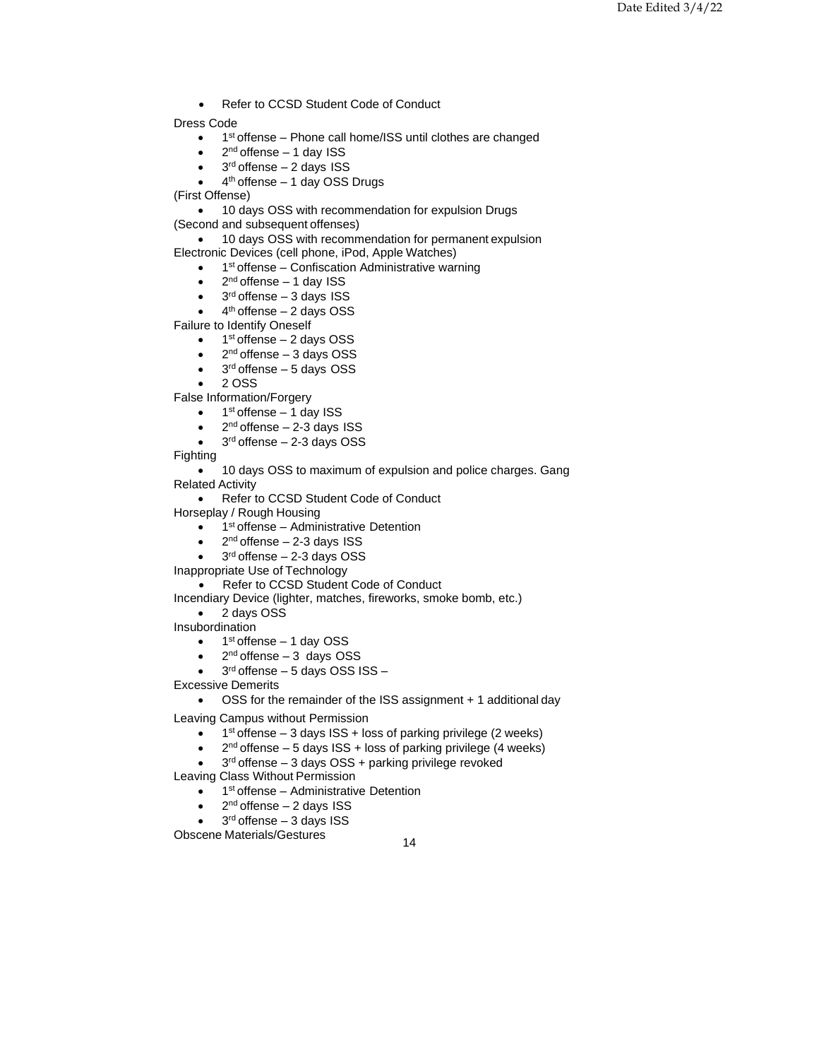- Refer to CCSD Student Code of Conduct

Dress Code

- 1st offense – Phone call home/ISS until clothes are changed
- 2nd offense – 1 day ISS
- 3rd offense – 2 days ISS
- 4th offense – 1 day OSS Drugs

(First Offense)

- 10 days OSS with recommendation for expulsion Drugs

(Second and subsequent offenses)

- 10 days OSS with recommendation for permanent expulsion

Electronic Devices (cell phone, iPod, Apple Watches)

- 1st offense – Confiscation Administrative warning
- 2nd offense – 1 day ISS
- 3rd offense – 3 days ISS
- 4th offense – 2 days OSS

Failure to Identify Oneself

- 1st offense – 2 days OSS
- 2nd offense – 3 days OSS
- 3rd offense – 5 days OSS
- 2 OSS

False Information/Forgery

- 1st offense – 1 day ISS
- 2nd offense – 2-3 days ISS
- 3rd offense – 2-3 days OSS

Fighting

- 10 days OSS to maximum of expulsion and police charges. Gang

Related Activity

- Refer to CCSD Student Code of Conduct

Horseplay / Rough Housing

- 1st offense – Administrative Detention
- 2nd offense – 2-3 days ISS
- 3rd offense – 2-3 days OSS

Inappropriate Use of Technology

- Refer to CCSD Student Code of Conduct

Incendiary Device (lighter, matches, fireworks, smoke bomb, etc.)

- 2 days OSS

Insubordination

- 1st offense – 1 day OSS
- 2nd offense – 3 days OSS
- 3rd offense – 5 days OSS ISS –

Excessive Demerits

- OSS for the remainder of the ISS assignment + 1 additional day

Leaving Campus without Permission

- 1st offense – 3 days ISS + loss of parking privilege (2 weeks)
- 2nd offense – 5 days ISS + loss of parking privilege (4 weeks)
- 3rd offense – 3 days OSS + parking privilege revoked

Leaving Class Without Permission

- 1st offense – Administrative Detention
- 2nd offense – 2 days ISS
- 3rd offense – 3 days ISS

Obscene Materials/Gestures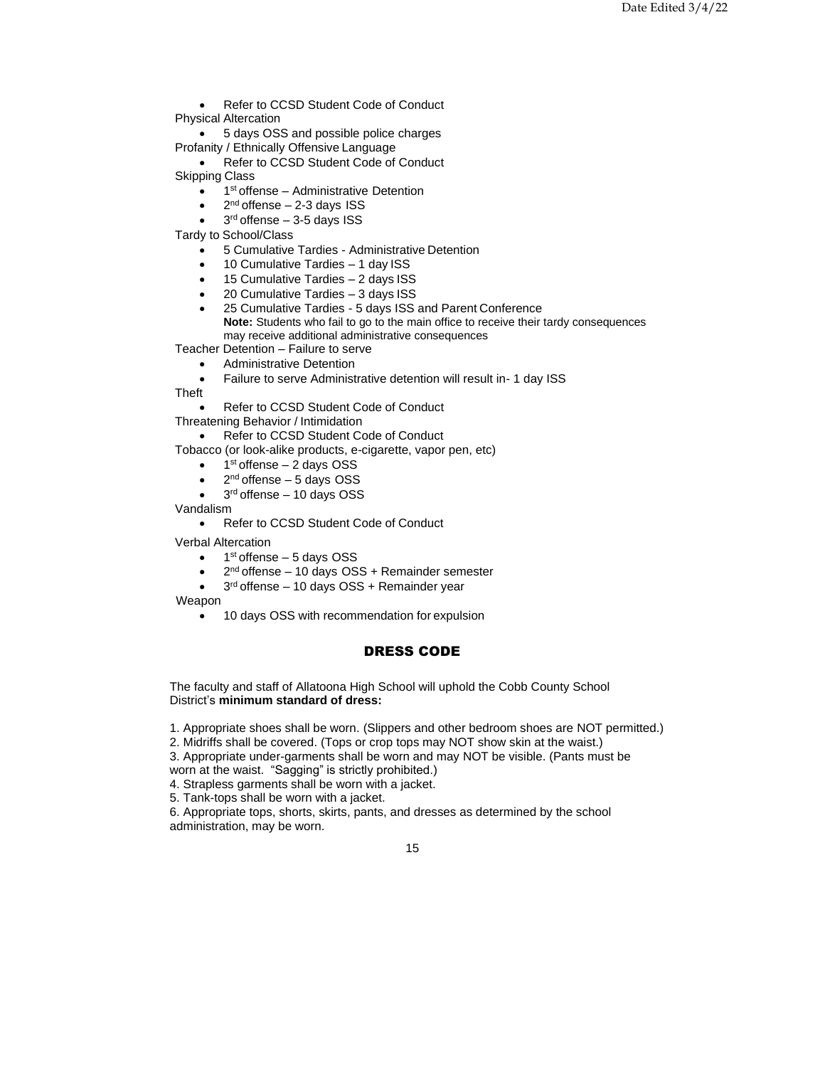- Refer to CCSD Student Code of Conduct

Physical Altercation

- 5 days OSS and possible police charges

Profanity / Ethnically Offensive Language

- Refer to CCSD Student Code of Conduct

Skipping Class

- 1st offense – Administrative Detention
- 2nd offense – 2-3 days ISS
- 3rd offense – 3-5 days ISS

Tardy to School/Class

- 5 Cumulative Tardies - Administrative Detention
- 10 Cumulative Tardies – 1 day ISS
- 15 Cumulative Tardies – 2 days ISS
- 20 Cumulative Tardies – 3 days ISS
- 25 Cumulative Tardies - 5 days ISS and Parent Conference

  **Note:** Students who fail to go to the main office to receive their tardy consequences may receive additional administrative consequences

Teacher Detention – Failure to serve

- Administrative Detention
- Failure to serve Administrative detention will result in- 1 day ISS

Theft

- Refer to CCSD Student Code of Conduct

Threatening Behavior / Intimidation

- Refer to CCSD Student Code of Conduct

Tobacco (or look-alike products, e-cigarette, vapor pen, etc)

- 1st offense – 2 days OSS
- 2nd offense – 5 days OSS
- 3rd offense – 10 days OSS

Vandalism

- Refer to CCSD Student Code of Conduct

Verbal Altercation

- 1st offense – 5 days OSS
- 2nd offense – 10 days OSS + Remainder semester
- 3rd offense – 10 days OSS + Remainder year

Weapon

- 10 days OSS with recommendation for expulsion

## DRESS CODE

The faculty and staff of Allatoona High School will uphold the Cobb County School District's **minimum standard of dress:**

1. Appropriate shoes shall be worn. (Slippers and other bedroom shoes are NOT permitted.)
2. Midriffs shall be covered. (Tops or crop tops may NOT show skin at the waist.)
3. Appropriate under-garments shall be worn and may NOT be visible. (Pants must be worn at the waist. "Sagging" is strictly prohibited.)
4. Strapless garments shall be worn with a jacket.
5. Tank-tops shall be worn with a jacket.
6. Appropriate tops, shorts, skirts, pants, and dresses as determined by the school administration, may be worn.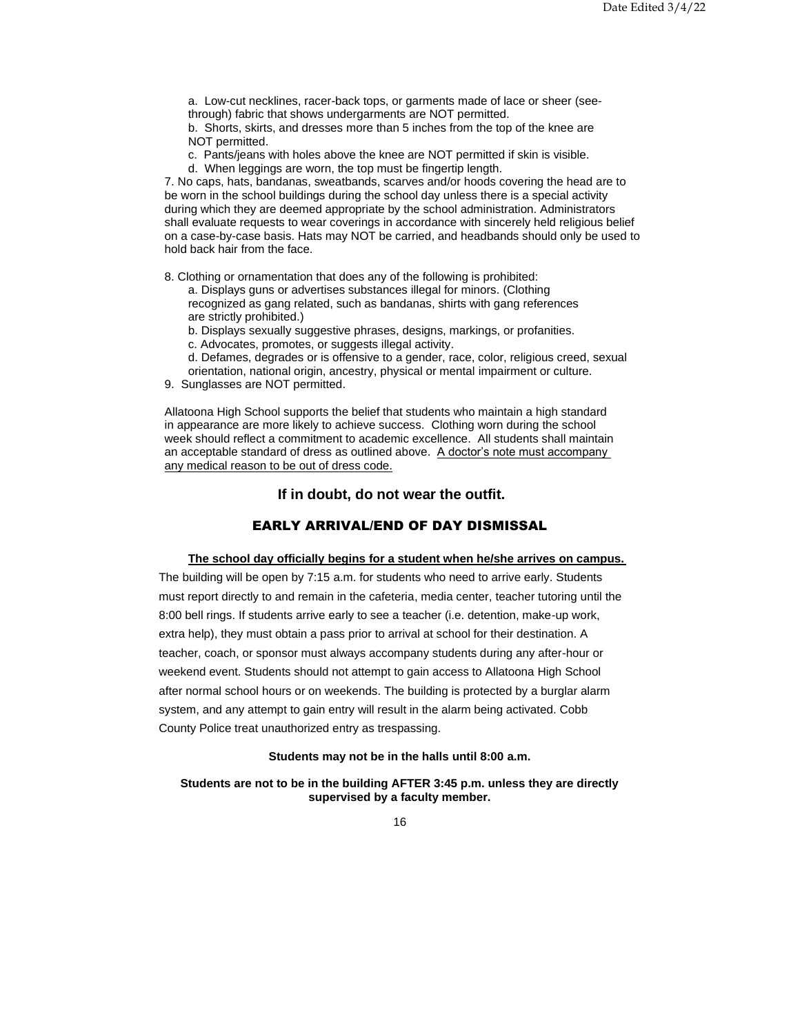a. Low-cut necklines, racer-back tops, or garments made of lace or sheer (see-through) fabric that shows undergarments are NOT permitted.

b. Shorts, skirts, and dresses more than 5 inches from the top of the knee are NOT permitted.

c. Pants/jeans with holes above the knee are NOT permitted if skin is visible.

d. When leggings are worn, the top must be fingertip length.

7. No caps, hats, bandanas, sweatbands, scarves and/or hoods covering the head are to be worn in the school buildings during the school day unless there is a special activity during which they are deemed appropriate by the school administration. Administrators shall evaluate requests to wear coverings in accordance with sincerely held religious belief on a case-by-case basis. Hats may NOT be carried, and headbands should only be used to hold back hair from the face.

8. Clothing or ornamentation that does any of the following is prohibited:

a. Displays guns or advertises substances illegal for minors. (Clothing recognized as gang related, such as bandanas, shirts with gang references are strictly prohibited.)

b. Displays sexually suggestive phrases, designs, markings, or profanities.

c. Advocates, promotes, or suggests illegal activity.

d. Defames, degrades or is offensive to a gender, race, color, religious creed, sexual orientation, national origin, ancestry, physical or mental impairment or culture.

9. Sunglasses are NOT permitted.

Allatoona High School supports the belief that students who maintain a high standard in appearance are more likely to achieve success. Clothing worn during the school week should reflect a commitment to academic excellence. All students shall maintain an acceptable standard of dress as outlined above. A doctor's note must accompany any medical reason to be out of dress code.

**If in doubt, do not wear the outfit.**

## EARLY ARRIVAL/END OF DAY DISMISSAL

**The school day officially begins for a student when he/she arrives on campus.**

The building will be open by 7:15 a.m. for students who need to arrive early. Students must report directly to and remain in the cafeteria, media center, teacher tutoring until the 8:00 bell rings. If students arrive early to see a teacher (i.e. detention, make-up work, extra help), they must obtain a pass prior to arrival at school for their destination. A teacher, coach, or sponsor must always accompany students during any after-hour or weekend event. Students should not attempt to gain access to Allatoona High School after normal school hours or on weekends. The building is protected by a burglar alarm system, and any attempt to gain entry will result in the alarm being activated. Cobb County Police treat unauthorized entry as trespassing.

**Students may not be in the halls until 8:00 a.m.**

**Students are not to be in the building AFTER 3:45 p.m. unless they are directly supervised by a faculty member.**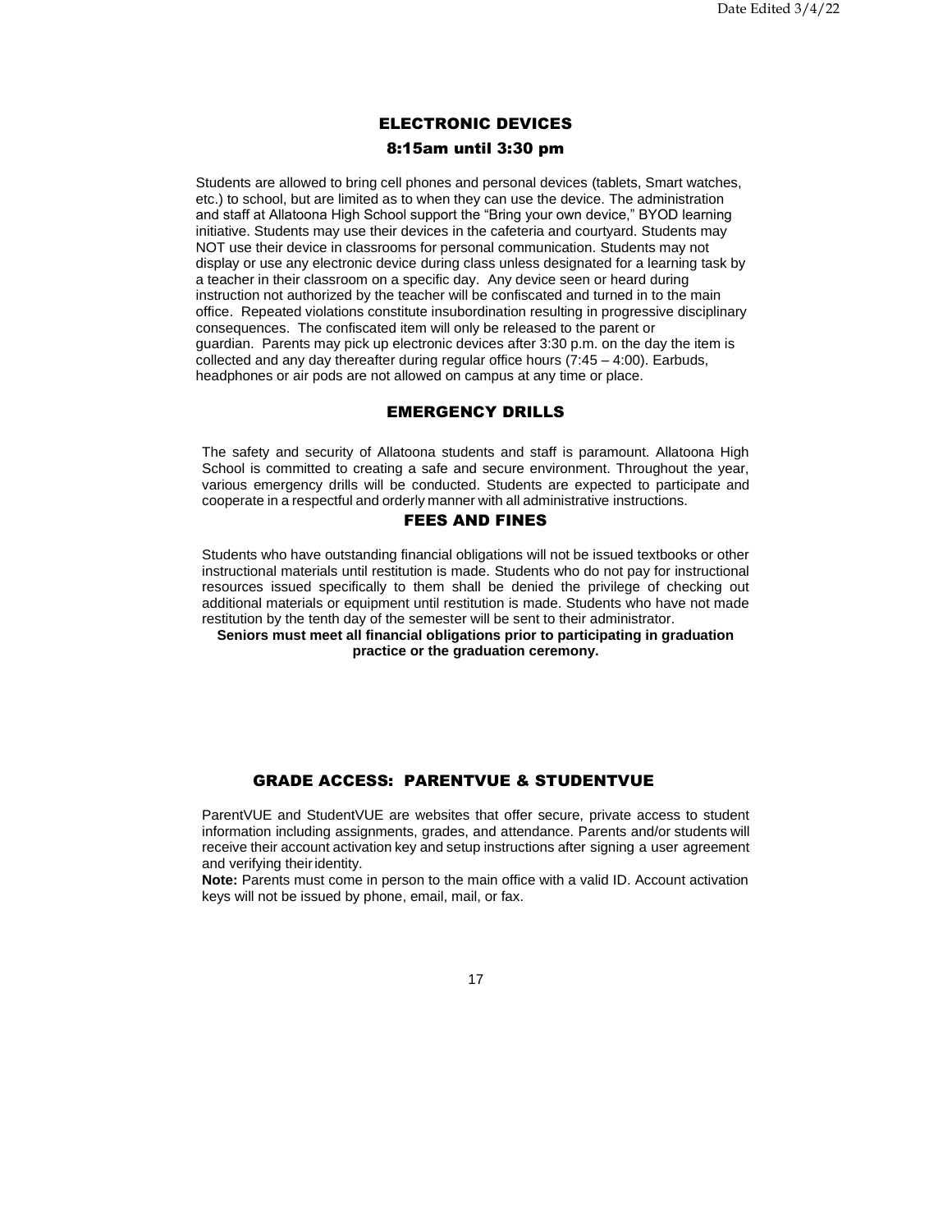## ELECTRONIC DEVICES

### 8:15am until 3:30 pm

Students are allowed to bring cell phones and personal devices (tablets, Smart watches, etc.) to school, but are limited as to when they can use the device. The administration and staff at Allatoona High School support the "Bring your own device," BYOD learning initiative. Students may use their devices in the cafeteria and courtyard. Students may NOT use their device in classrooms for personal communication. Students may not display or use any electronic device during class unless designated for a learning task by a teacher in their classroom on a specific day. Any device seen or heard during instruction not authorized by the teacher will be confiscated and turned in to the main office. Repeated violations constitute insubordination resulting in progressive disciplinary consequences. The confiscated item will only be released to the parent or guardian. Parents may pick up electronic devices after 3:30 p.m. on the day the item is collected and any day thereafter during regular office hours (7:45 – 4:00). Earbuds, headphones or air pods are not allowed on campus at any time or place.

## EMERGENCY DRILLS

The safety and security of Allatoona students and staff is paramount. Allatoona High School is committed to creating a safe and secure environment. Throughout the year, various emergency drills will be conducted. Students are expected to participate and cooperate in a respectful and orderly manner with all administrative instructions.

## FEES AND FINES

Students who have outstanding financial obligations will not be issued textbooks or other instructional materials until restitution is made. Students who do not pay for instructional resources issued specifically to them shall be denied the privilege of checking out additional materials or equipment until restitution is made. Students who have not made restitution by the tenth day of the semester will be sent to their administrator.

**Seniors must meet all financial obligations prior to participating in graduation practice or the graduation ceremony.**

## GRADE ACCESS: PARENTVUE & STUDENTVUE

ParentVUE and StudentVUE are websites that offer secure, private access to student information including assignments, grades, and attendance. Parents and/or students will receive their account activation key and setup instructions after signing a user agreement and verifying their identity.

**Note:** Parents must come in person to the main office with a valid ID. Account activation keys will not be issued by phone, email, mail, or fax.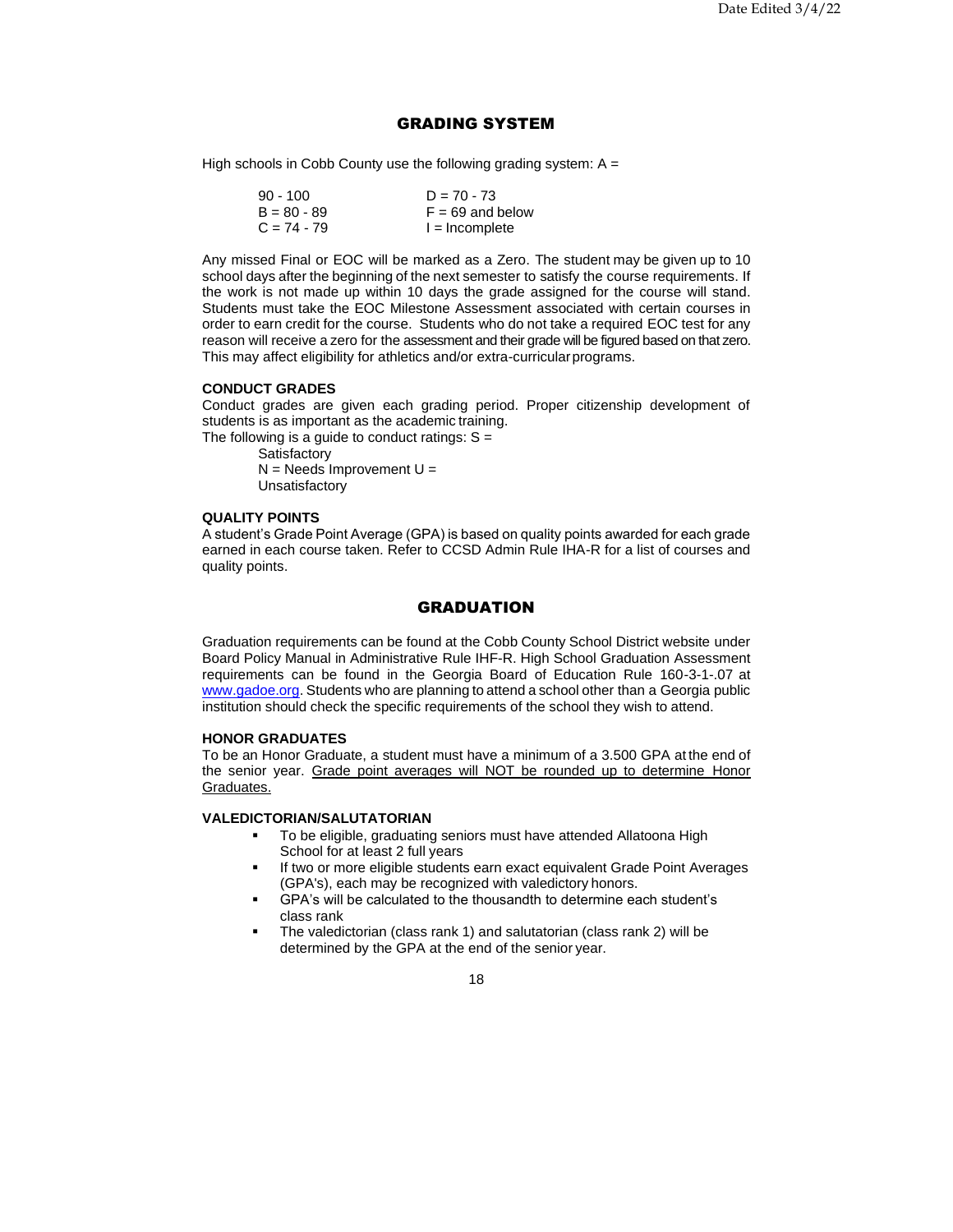## GRADING SYSTEM

High schools in Cobb County use the following grading system: A =

| | |
|---|---|
| 90 - 100 | D = 70 - 73 |
| B = 80 - 89 | F = 69 and below |
| C = 74 - 79 | I = Incomplete |

Any missed Final or EOC will be marked as a Zero. The student may be given up to 10 school days after the beginning of the next semester to satisfy the course requirements. If the work is not made up within 10 days the grade assigned for the course will stand. Students must take the EOC Milestone Assessment associated with certain courses in order to earn credit for the course. Students who do not take a required EOC test for any reason will receive a zero for the assessment and their grade will be figured based on that zero. This may affect eligibility for athletics and/or extra-curricular programs.

**CONDUCT GRADES**

Conduct grades are given each grading period. Proper citizenship development of students is as important as the academic training.

The following is a guide to conduct ratings: S =

Satisfactory
N = Needs Improvement U =
Unsatisfactory

**QUALITY POINTS**

A student's Grade Point Average (GPA) is based on quality points awarded for each grade earned in each course taken. Refer to CCSD Admin Rule IHA-R for a list of courses and quality points.

## GRADUATION

Graduation requirements can be found at the Cobb County School District website under Board Policy Manual in Administrative Rule IHF-R. High School Graduation Assessment requirements can be found in the Georgia Board of Education Rule 160-3-1-.07 at www.gadoe.org. Students who are planning to attend a school other than a Georgia public institution should check the specific requirements of the school they wish to attend.

**HONOR GRADUATES**

To be an Honor Graduate, a student must have a minimum of a 3.500 GPA at the end of the senior year. Grade point averages will NOT be rounded up to determine Honor Graduates.

**VALEDICTORIAN/SALUTATORIAN**

- To be eligible, graduating seniors must have attended Allatoona High School for at least 2 full years
- If two or more eligible students earn exact equivalent Grade Point Averages (GPA's), each may be recognized with valedictory honors.
- GPA's will be calculated to the thousandth to determine each student's class rank
- The valedictorian (class rank 1) and salutatorian (class rank 2) will be determined by the GPA at the end of the senior year.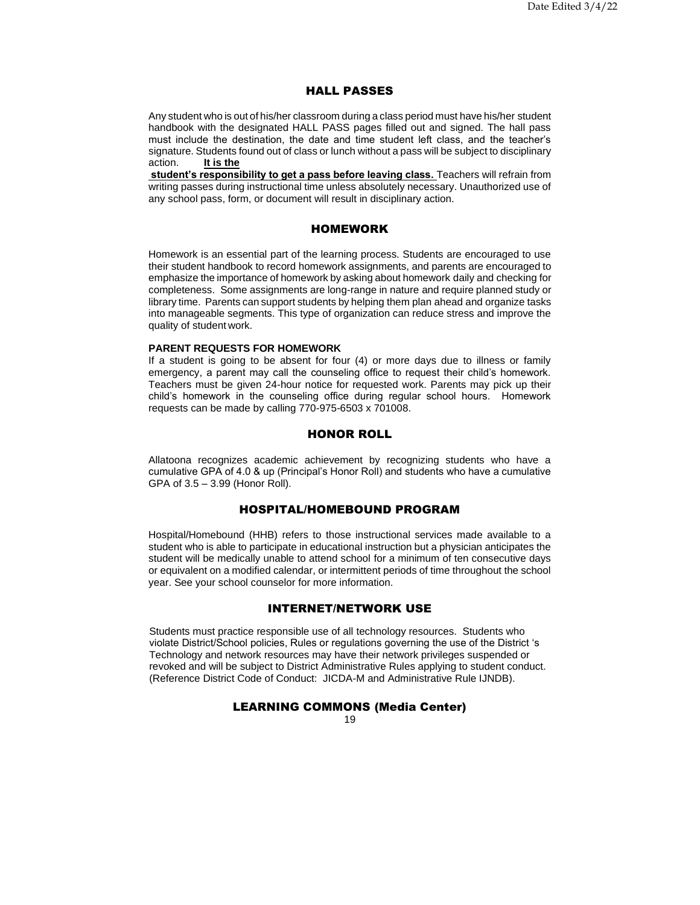## HALL PASSES

Any student who is out of his/her classroom during a class period must have his/her student handbook with the designated HALL PASS pages filled out and signed. The hall pass must include the destination, the date and time student left class, and the teacher's signature. Students found out of class or lunch without a pass will be subject to disciplinary action. **It is the student's responsibility to get a pass before leaving class.** Teachers will refrain from writing passes during instructional time unless absolutely necessary. Unauthorized use of any school pass, form, or document will result in disciplinary action.

## HOMEWORK

Homework is an essential part of the learning process. Students are encouraged to use their student handbook to record homework assignments, and parents are encouraged to emphasize the importance of homework by asking about homework daily and checking for completeness. Some assignments are long-range in nature and require planned study or library time. Parents can support students by helping them plan ahead and organize tasks into manageable segments. This type of organization can reduce stress and improve the quality of student work.

**PARENT REQUESTS FOR HOMEWORK**

If a student is going to be absent for four (4) or more days due to illness or family emergency, a parent may call the counseling office to request their child's homework. Teachers must be given 24-hour notice for requested work. Parents may pick up their child's homework in the counseling office during regular school hours. Homework requests can be made by calling 770-975-6503 x 701008.

## HONOR ROLL

Allatoona recognizes academic achievement by recognizing students who have a cumulative GPA of 4.0 & up (Principal's Honor Roll) and students who have a cumulative GPA of 3.5 – 3.99 (Honor Roll).

## HOSPITAL/HOMEBOUND PROGRAM

Hospital/Homebound (HHB) refers to those instructional services made available to a student who is able to participate in educational instruction but a physician anticipates the student will be medically unable to attend school for a minimum of ten consecutive days or equivalent on a modified calendar, or intermittent periods of time throughout the school year. See your school counselor for more information.

## INTERNET/NETWORK USE

Students must practice responsible use of all technology resources. Students who violate District/School policies, Rules or regulations governing the use of the District 's Technology and network resources may have their network privileges suspended or revoked and will be subject to District Administrative Rules applying to student conduct. (Reference District Code of Conduct: JICDA-M and Administrative Rule IJNDB).

## LEARNING COMMONS (Media Center)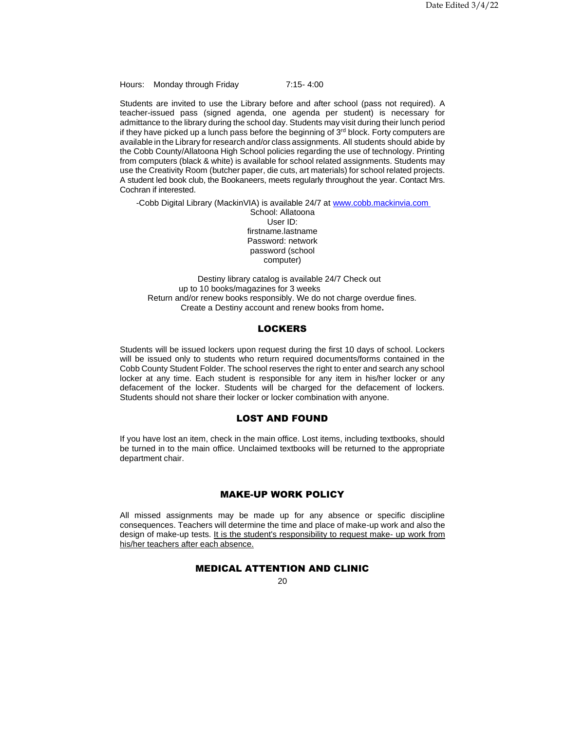Hours: Monday through Friday 7:15- 4:00

Students are invited to use the Library before and after school (pass not required). A teacher-issued pass (signed agenda, one agenda per student) is necessary for admittance to the library during the school day. Students may visit during their lunch period if they have picked up a lunch pass before the beginning of 3rd block. Forty computers are available in the Library for research and/or class assignments. All students should abide by the Cobb County/Allatoona High School policies regarding the use of technology. Printing from computers (black & white) is available for school related assignments. Students may use the Creativity Room (butcher paper, die cuts, art materials) for school related projects. A student led book club, the Bookaneers, meets regularly throughout the year. Contact Mrs. Cochran if interested.

-Cobb Digital Library (MackinVIA) is available 24/7 at [www.cobb.mackinvia.com](http://www.cobb.mackinvia.com)

School: Allatoona
User ID: firstname.lastname
Password: network password (school computer)

Destiny library catalog is available 24/7 Check out up to 10 books/magazines for 3 weeks
Return and/or renew books responsibly. We do not charge overdue fines.
Create a Destiny account and renew books from home**.**

## LOCKERS

Students will be issued lockers upon request during the first 10 days of school. Lockers will be issued only to students who return required documents/forms contained in the Cobb County Student Folder. The school reserves the right to enter and search any school locker at any time. Each student is responsible for any item in his/her locker or any defacement of the locker. Students will be charged for the defacement of lockers. Students should not share their locker or locker combination with anyone.

## LOST AND FOUND

If you have lost an item, check in the main office. Lost items, including textbooks, should be turned in to the main office. Unclaimed textbooks will be returned to the appropriate department chair.

## MAKE-UP WORK POLICY

All missed assignments may be made up for any absence or specific discipline consequences. Teachers will determine the time and place of make-up work and also the design of make-up tests. <u>It is the student's responsibility to request make- up work from his/her teachers after each absence.</u>

## MEDICAL ATTENTION AND CLINIC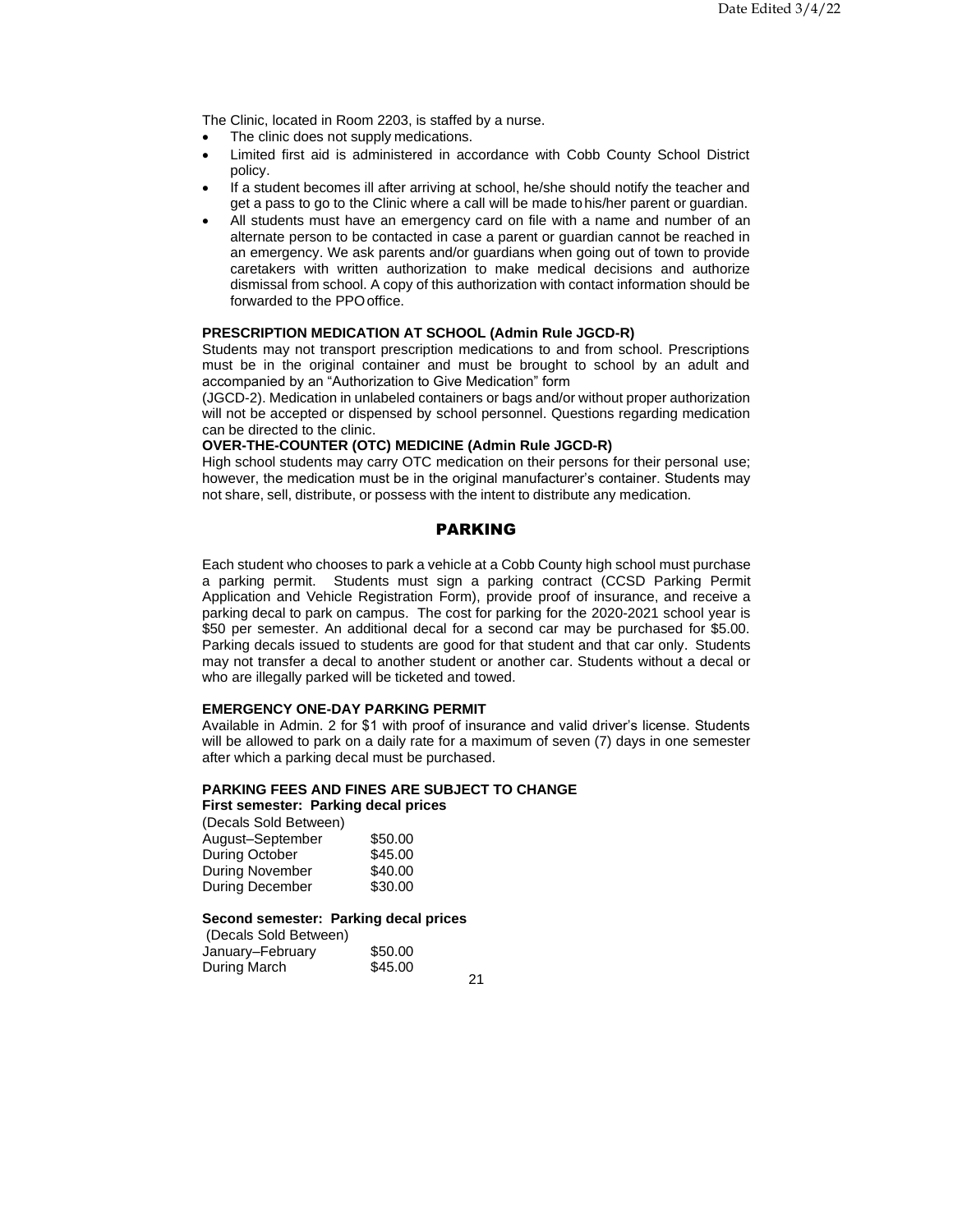The Clinic, located in Room 2203, is staffed by a nurse.

- The clinic does not supply medications.
- Limited first aid is administered in accordance with Cobb County School District policy.
- If a student becomes ill after arriving at school, he/she should notify the teacher and get a pass to go to the Clinic where a call will be made to his/her parent or guardian.
- All students must have an emergency card on file with a name and number of an alternate person to be contacted in case a parent or guardian cannot be reached in an emergency. We ask parents and/or guardians when going out of town to provide caretakers with written authorization to make medical decisions and authorize dismissal from school. A copy of this authorization with contact information should be forwarded to the PPO office.

**PRESCRIPTION MEDICATION AT SCHOOL (Admin Rule JGCD-R)**

Students may not transport prescription medications to and from school. Prescriptions must be in the original container and must be brought to school by an adult and accompanied by an "Authorization to Give Medication" form (JGCD-2). Medication in unlabeled containers or bags and/or without proper authorization will not be accepted or dispensed by school personnel. Questions regarding medication can be directed to the clinic.

**OVER-THE-COUNTER (OTC) MEDICINE (Admin Rule JGCD-R)**

High school students may carry OTC medication on their persons for their personal use; however, the medication must be in the original manufacturer's container. Students may not share, sell, distribute, or possess with the intent to distribute any medication.

## PARKING

Each student who chooses to park a vehicle at a Cobb County high school must purchase a parking permit. Students must sign a parking contract (CCSD Parking Permit Application and Vehicle Registration Form), provide proof of insurance, and receive a parking decal to park on campus. The cost for parking for the 2020-2021 school year is $50 per semester. An additional decal for a second car may be purchased for $5.00. Parking decals issued to students are good for that student and that car only. Students may not transfer a decal to another student or another car. Students without a decal or who are illegally parked will be ticketed and towed.

**EMERGENCY ONE-DAY PARKING PERMIT**

Available in Admin. 2 for $1 with proof of insurance and valid driver's license. Students will be allowed to park on a daily rate for a maximum of seven (7) days in one semester after which a parking decal must be purchased.

**PARKING FEES AND FINES ARE SUBJECT TO CHANGE**

**First semester: Parking decal prices**

| (Decals Sold Between) | |
|---|---|
| August–September | $50.00 |
| During October | $45.00 |
| During November | $40.00 |
| During December | $30.00 |

**Second semester: Parking decal prices**

| (Decals Sold Between) | |
|---|---|
| January–February | $50.00 |
| During March | $45.00 |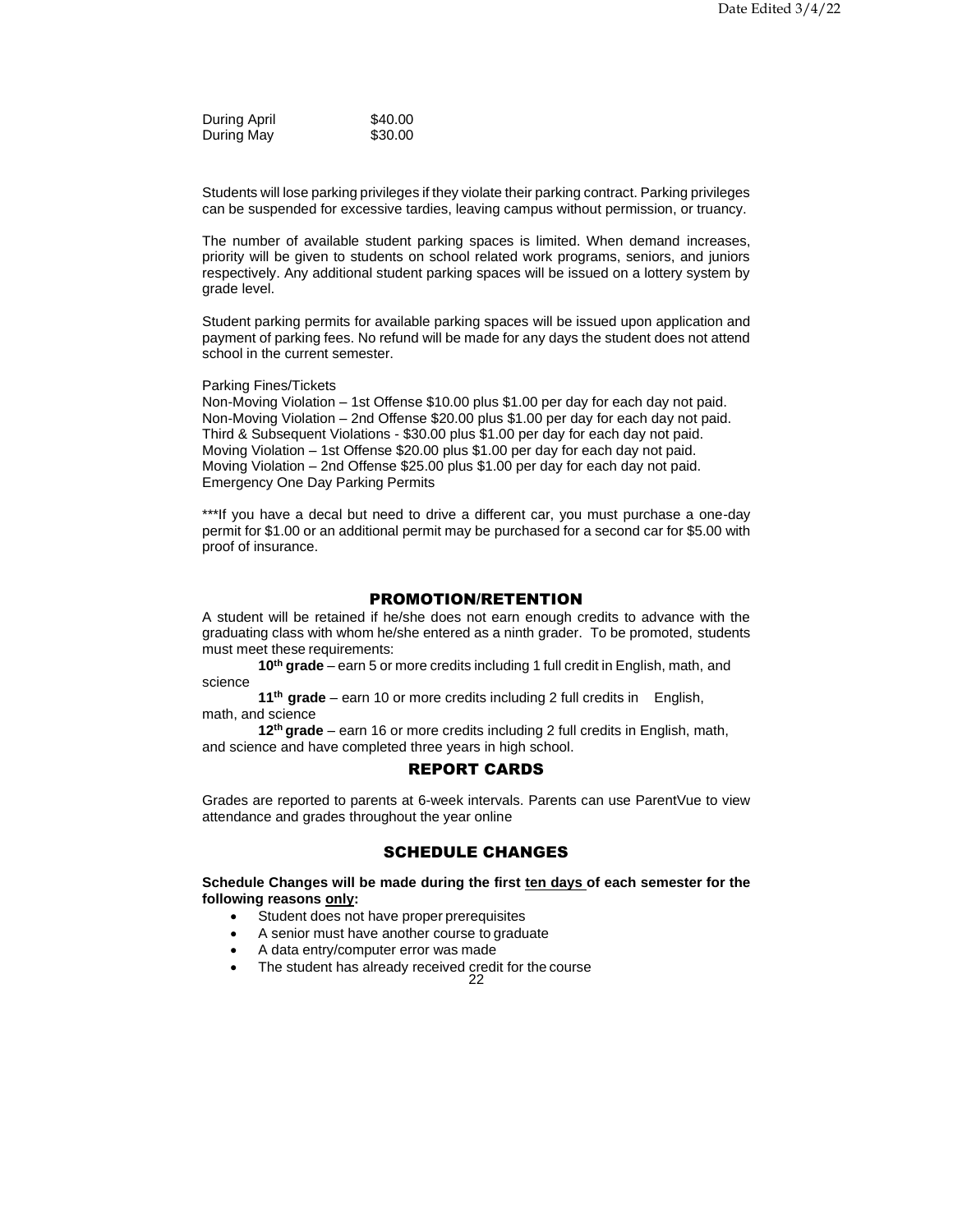| | |
|---|---|
| During April | $40.00 |
| During May | $30.00 |

Students will lose parking privileges if they violate their parking contract. Parking privileges can be suspended for excessive tardies, leaving campus without permission, or truancy.

The number of available student parking spaces is limited. When demand increases, priority will be given to students on school related work programs, seniors, and juniors respectively. Any additional student parking spaces will be issued on a lottery system by grade level.

Student parking permits for available parking spaces will be issued upon application and payment of parking fees. No refund will be made for any days the student does not attend school in the current semester.

Parking Fines/Tickets
Non-Moving Violation – 1st Offense $10.00 plus $1.00 per day for each day not paid.
Non-Moving Violation – 2nd Offense $20.00 plus $1.00 per day for each day not paid.
Third & Subsequent Violations - $30.00 plus $1.00 per day for each day not paid.
Moving Violation – 1st Offense $20.00 plus $1.00 per day for each day not paid.
Moving Violation – 2nd Offense $25.00 plus $1.00 per day for each day not paid.
Emergency One Day Parking Permits

***If you have a decal but need to drive a different car, you must purchase a one-day permit for $1.00 or an additional permit may be purchased for a second car for $5.00 with proof of insurance.

## PROMOTION/RETENTION

A student will be retained if he/she does not earn enough credits to advance with the graduating class with whom he/she entered as a ninth grader. To be promoted, students must meet these requirements:

**10th grade** – earn 5 or more credits including 1 full credit in English, math, and science

**11th grade** – earn 10 or more credits including 2 full credits in English, math, and science

**12th grade** – earn 16 or more credits including 2 full credits in English, math, and science and have completed three years in high school.

## REPORT CARDS

Grades are reported to parents at 6-week intervals. Parents can use ParentVue to view attendance and grades throughout the year online

## SCHEDULE CHANGES

**Schedule Changes will be made during the first ten days of each semester for the following reasons only:**

- Student does not have proper prerequisites
- A senior must have another course to graduate
- A data entry/computer error was made
- The student has already received credit for the course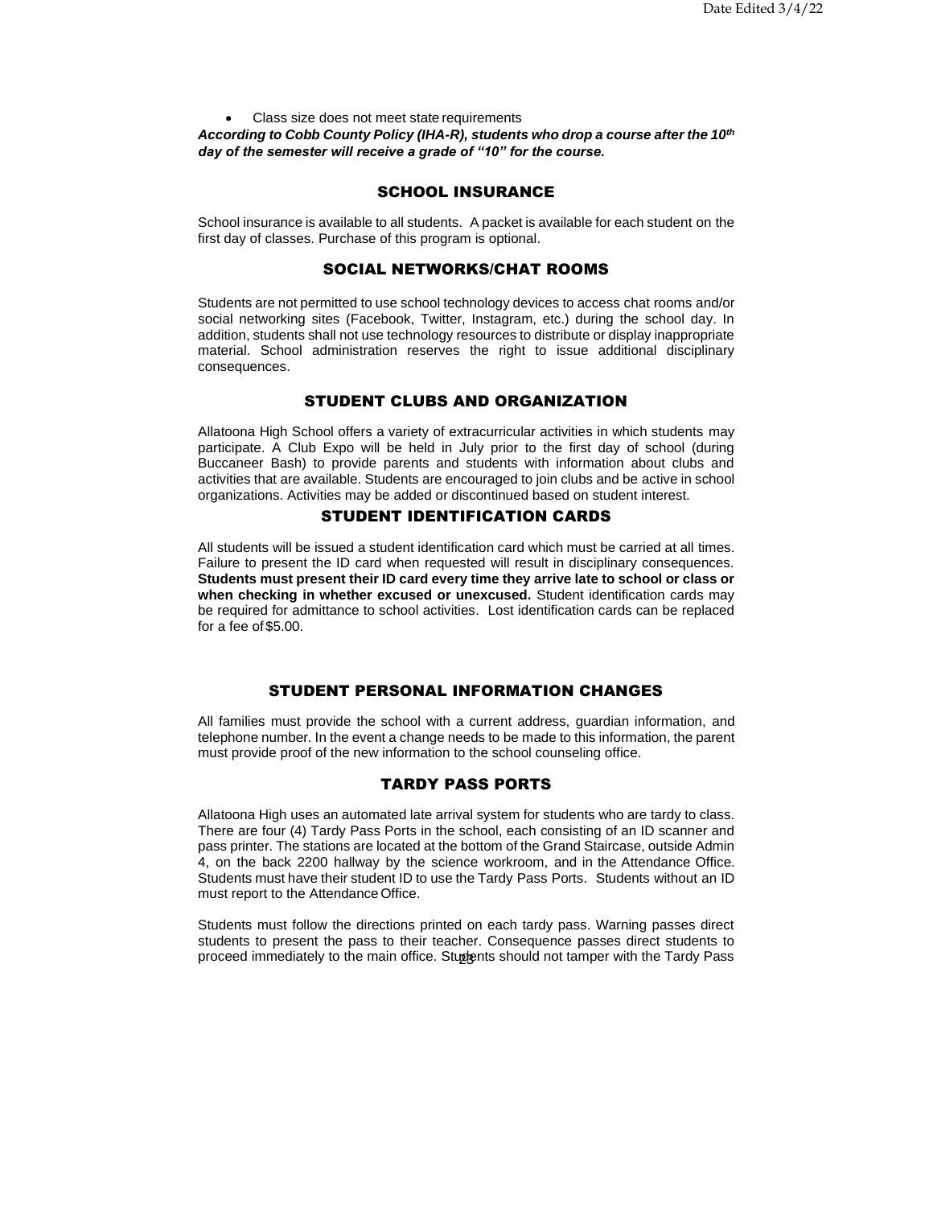- Class size does not meet state requirements

***According to Cobb County Policy (IHA-R), students who drop a course after the 10th day of the semester will receive a grade of "10" for the course.***

## SCHOOL INSURANCE

School insurance is available to all students. A packet is available for each student on the first day of classes. Purchase of this program is optional.

## SOCIAL NETWORKS/CHAT ROOMS

Students are not permitted to use school technology devices to access chat rooms and/or social networking sites (Facebook, Twitter, Instagram, etc.) during the school day. In addition, students shall not use technology resources to distribute or display inappropriate material. School administration reserves the right to issue additional disciplinary consequences.

## STUDENT CLUBS AND ORGANIZATION

Allatoona High School offers a variety of extracurricular activities in which students may participate. A Club Expo will be held in July prior to the first day of school (during Buccaneer Bash) to provide parents and students with information about clubs and activities that are available. Students are encouraged to join clubs and be active in school organizations. Activities may be added or discontinued based on student interest.

## STUDENT IDENTIFICATION CARDS

All students will be issued a student identification card which must be carried at all times. Failure to present the ID card when requested will result in disciplinary consequences. **Students must present their ID card every time they arrive late to school or class or when checking in whether excused or unexcused.** Student identification cards may be required for admittance to school activities. Lost identification cards can be replaced for a fee of $5.00.

## STUDENT PERSONAL INFORMATION CHANGES

All families must provide the school with a current address, guardian information, and telephone number. In the event a change needs to be made to this information, the parent must provide proof of the new information to the school counseling office.

## TARDY PASS PORTS

Allatoona High uses an automated late arrival system for students who are tardy to class. There are four (4) Tardy Pass Ports in the school, each consisting of an ID scanner and pass printer. The stations are located at the bottom of the Grand Staircase, outside Admin 4, on the back 2200 hallway by the science workroom, and in the Attendance Office. Students must have their student ID to use the Tardy Pass Ports. Students without an ID must report to the Attendance Office.

Students must follow the directions printed on each tardy pass. Warning passes direct students to present the pass to their teacher. Consequence passes direct students to proceed immediately to the main office. Students should not tamper with the Tardy Pass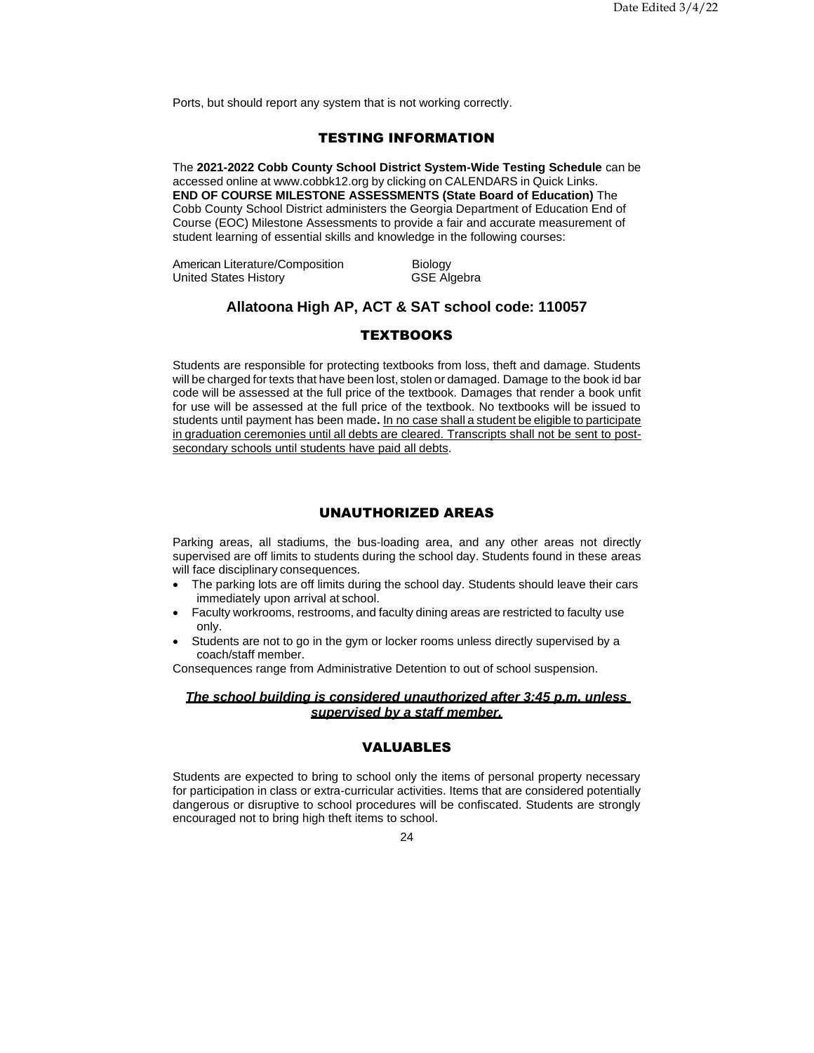Ports, but should report any system that is not working correctly.

## TESTING INFORMATION

The **2021-2022 Cobb County School District System-Wide Testing Schedule** can be accessed online at www.cobbk12.org by clicking on CALENDARS in Quick Links.
**END OF COURSE MILESTONE ASSESSMENTS (State Board of Education)** The Cobb County School District administers the Georgia Department of Education End of Course (EOC) Milestone Assessments to provide a fair and accurate measurement of student learning of essential skills and knowledge in the following courses:

American Literature/Composition — Biology
United States History — GSE Algebra

### Allatoona High AP, ACT & SAT school code: 110057

## TEXTBOOKS

Students are responsible for protecting textbooks from loss, theft and damage. Students will be charged for texts that have been lost, stolen or damaged. Damage to the book id bar code will be assessed at the full price of the textbook. Damages that render a book unfit for use will be assessed at the full price of the textbook. No textbooks will be issued to students until payment has been made**.** <u>In no case shall a student be eligible to participate in graduation ceremonies until all debts are cleared. Transcripts shall not be sent to post-secondary schools until students have paid all debts</u>.

## UNAUTHORIZED AREAS

Parking areas, all stadiums, the bus-loading area, and any other areas not directly supervised are off limits to students during the school day. Students found in these areas will face disciplinary consequences.

- The parking lots are off limits during the school day. Students should leave their cars immediately upon arrival at school.
- Faculty workrooms, restrooms, and faculty dining areas are restricted to faculty use only.
- Students are not to go in the gym or locker rooms unless directly supervised by a coach/staff member.

Consequences range from Administrative Detention to out of school suspension.

***<u>The school building is considered unauthorized after 3:45 p.m. unless supervised by a staff member.</u>***

## VALUABLES

Students are expected to bring to school only the items of personal property necessary for participation in class or extra-curricular activities. Items that are considered potentially dangerous or disruptive to school procedures will be confiscated. Students are strongly encouraged not to bring high theft items to school.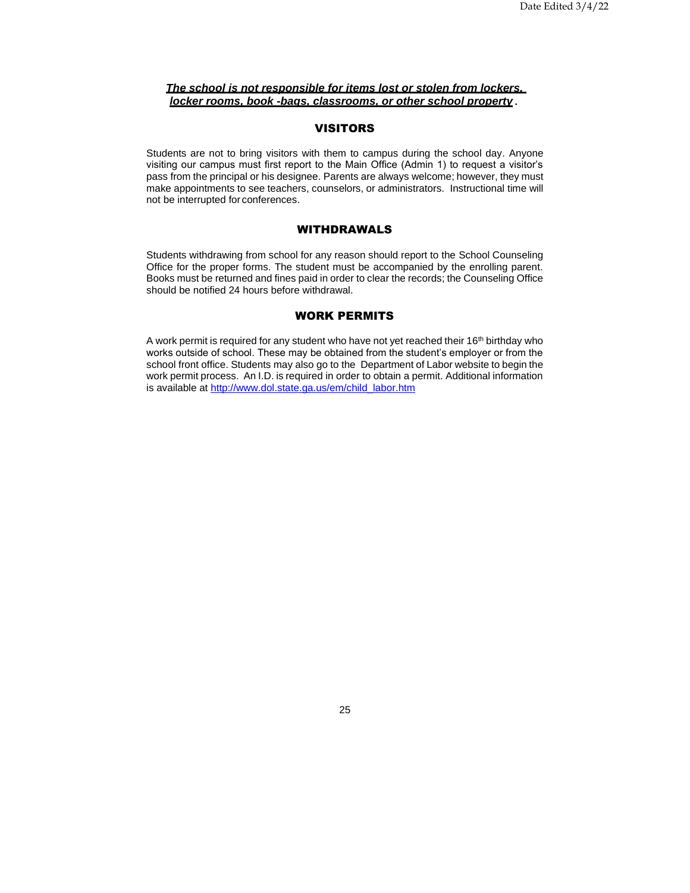***The school is not responsible for items lost or stolen from lockers, locker rooms, book -bags, classrooms, or other school property*.**

## VISITORS

Students are not to bring visitors with them to campus during the school day. Anyone visiting our campus must first report to the Main Office (Admin 1) to request a visitor's pass from the principal or his designee. Parents are always welcome; however, they must make appointments to see teachers, counselors, or administrators. Instructional time will not be interrupted for conferences.

## WITHDRAWALS

Students withdrawing from school for any reason should report to the School Counseling Office for the proper forms. The student must be accompanied by the enrolling parent. Books must be returned and fines paid in order to clear the records; the Counseling Office should be notified 24 hours before withdrawal.

## WORK PERMITS

A work permit is required for any student who have not yet reached their 16th birthday who works outside of school. These may be obtained from the student's employer or from the school front office. Students may also go to the Department of Labor website to begin the work permit process. An I.D. is required in order to obtain a permit. Additional information is available at http://www.dol.state.ga.us/em/child_labor.htm